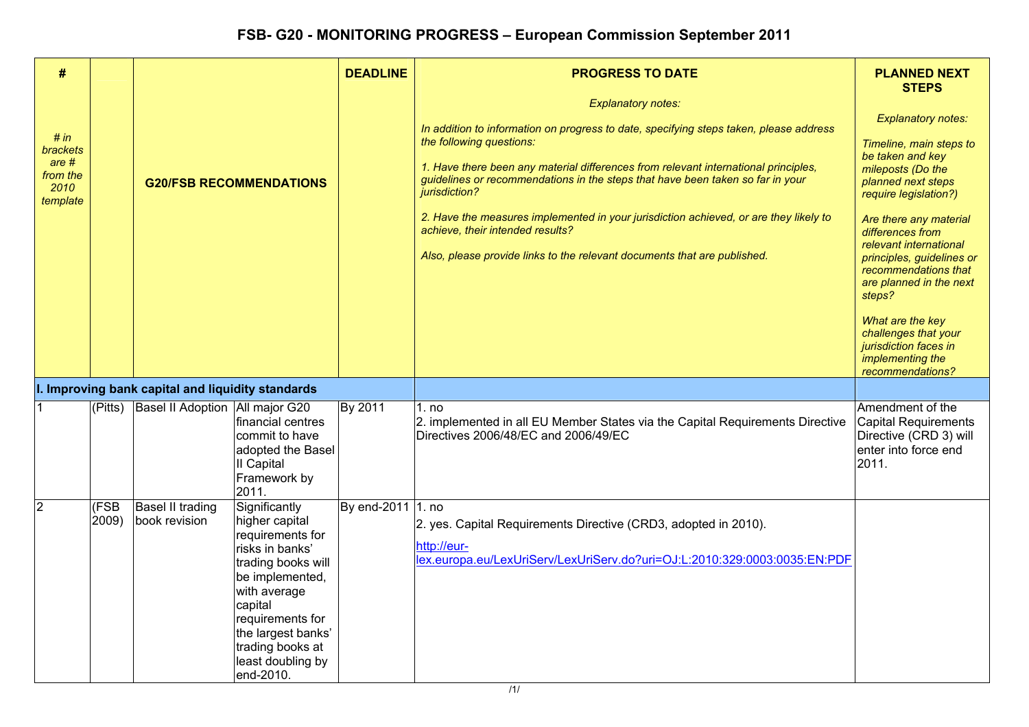# FSB- G20 - MONITORING PROGRESS – European Commission September 2011

| # <br>*# in brackets are # from the 2010 template* | | G20/FSB RECOMMENDATIONS | | DEADLINE | PROGRESS TO DATE<br>*Explanatory notes:*<br>*In addition to information on progress to date, specifying steps taken, please address the following questions:*<br>*1. Have there been any material differences from relevant international principles, guidelines or recommendations in the steps that have been taken so far in your jurisdiction?*<br>*2. Have the measures implemented in your jurisdiction achieved, or are they likely to achieve, their intended results?*<br>*Also, please provide links to the relevant documents that are published.* | PLANNED NEXT STEPS<br>*Explanatory notes:*<br>*Timeline, main steps to be taken and key mileposts (Do the planned next steps require legislation?)*<br>*Are there any material differences from relevant international principles, guidelines or recommendations that are planned in the next steps?*<br>*What are the key challenges that your jurisdiction faces in implementing the recommendations?* |
|---|---|---|---|---|---|---|
| **I. Improving bank capital and liquidity standards** | | | | | | |
| 1 | (Pitts) | Basel II Adoption | All major G20 financial centres commit to have adopted the Basel II Capital Framework by 2011. | By 2011 | 1. no<br>2. implemented in all EU Member States via the Capital Requirements Directive Directives 2006/48/EC and 2006/49/EC | Amendment of the Capital Requirements Directive (CRD 3) will enter into force end 2011. |
| 2 | (FSB 2009) | Basel II trading book revision | Significantly higher capital requirements for risks in banks' trading books will be implemented, with average capital requirements for the largest banks' trading books at least doubling by end-2010. | By end-2011 | 1. no<br>2. yes. Capital Requirements Directive (CRD3, adopted in 2010).<br>http://eur-lex.europa.eu/LexUriServ/LexUriServ.do?uri=OJ:L:2010:329:0003:0035:EN:PDF | |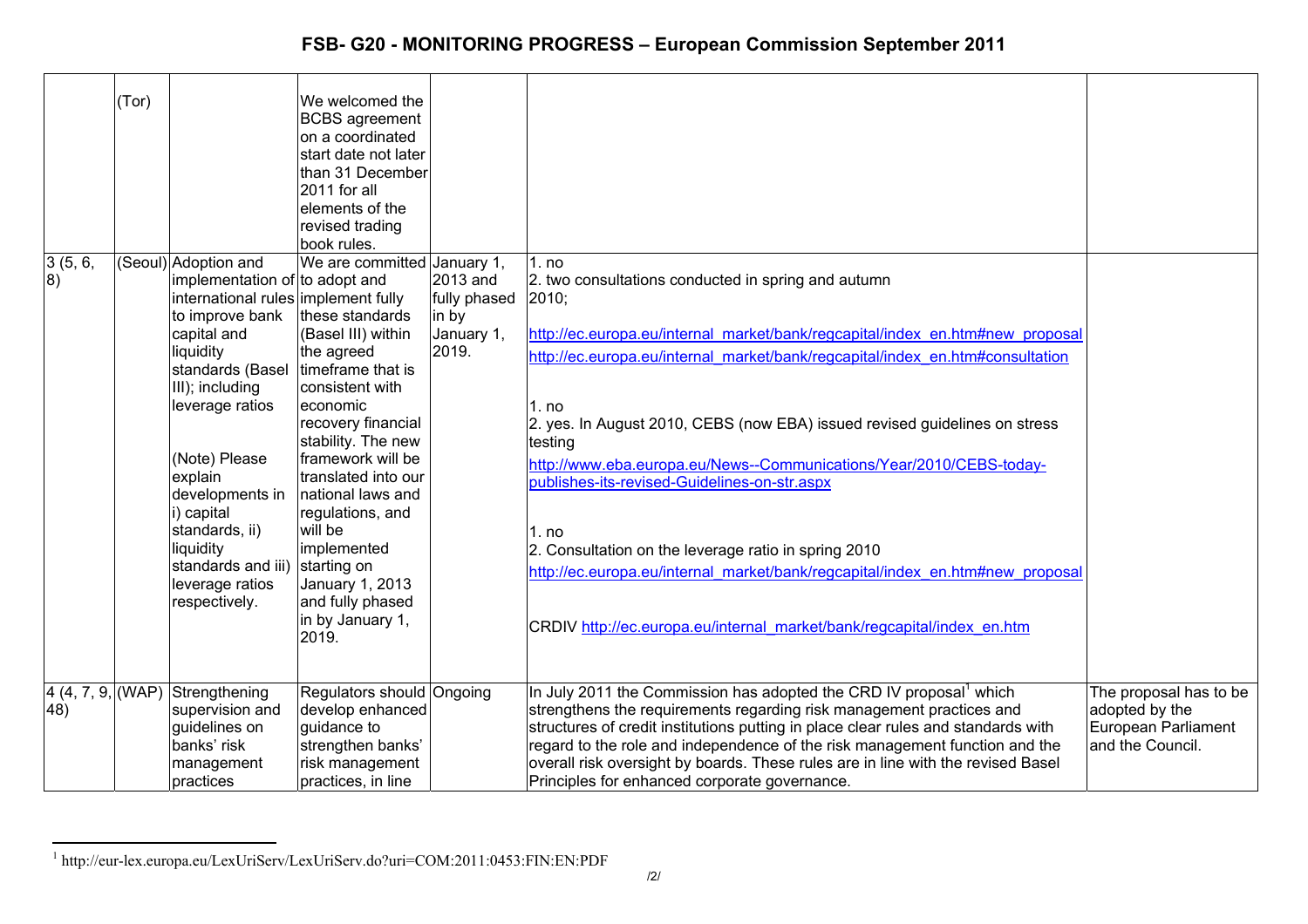| | (Tor) | | We welcomed the BCBS agreement on a coordinated start date not later than 31 December 2011 for all elements of the revised trading book rules. | | | |
|---|---|---|---|---|---|---|
| 3 (5, 6, 8) | (Seoul) | Adoption and implementation of international rules to improve bank capital and liquidity standards (Basel III); including leverage ratios<br><br>(Note) Please explain developments in i) capital standards, ii) liquidity standards and iii) leverage ratios respectively. | We are committed to adopt and implement fully these standards (Basel III) within the agreed timeframe that is consistent with economic recovery financial stability. The new framework will be translated into our national laws and regulations, and will be implemented starting on January 1, 2013 and fully phased in by January 1, 2019. | January 1, 2013 and fully phased in by January 1, 2019. | 1. no<br>2. two consultations conducted in spring and autumn 2010;<br>http://ec.europa.eu/internal_market/bank/regcapital/index_en.htm#new_proposal<br>http://ec.europa.eu/internal_market/bank/regcapital/index_en.htm#consultation<br><br>1. no<br>2. yes. In August 2010, CEBS (now EBA) issued revised guidelines on stress testing<br>http://www.eba.europa.eu/News--Communications/Year/2010/CEBS-today-publishes-its-revised-Guidelines-on-str.aspx<br><br>1. no<br>2. Consultation on the leverage ratio in spring 2010<br>http://ec.europa.eu/internal_market/bank/regcapital/index_en.htm#new_proposal<br><br>CRDIV http://ec.europa.eu/internal_market/bank/regcapital/index_en.htm | |
| 4 (4, 7, 9, 48) | (WAP) | Strengthening supervision and guidelines on banks' risk management practices | Regulators should develop enhanced guidance to strengthen banks' risk management practices, in line | Ongoing | In July 2011 the Commission has adopted the CRD IV proposal[1] which strengthens the requirements regarding risk management practices and structures of credit institutions putting in place clear rules and standards with regard to the role and independence of the risk management function and the overall risk oversight by boards. These rules are in line with the revised Basel Principles for enhanced corporate governance. | The proposal has to be adopted by the European Parliament and the Council. |

[1] http://eur-lex.europa.eu/LexUriServ/LexUriServ.do?uri=COM:2011:0453:FIN:EN:PDF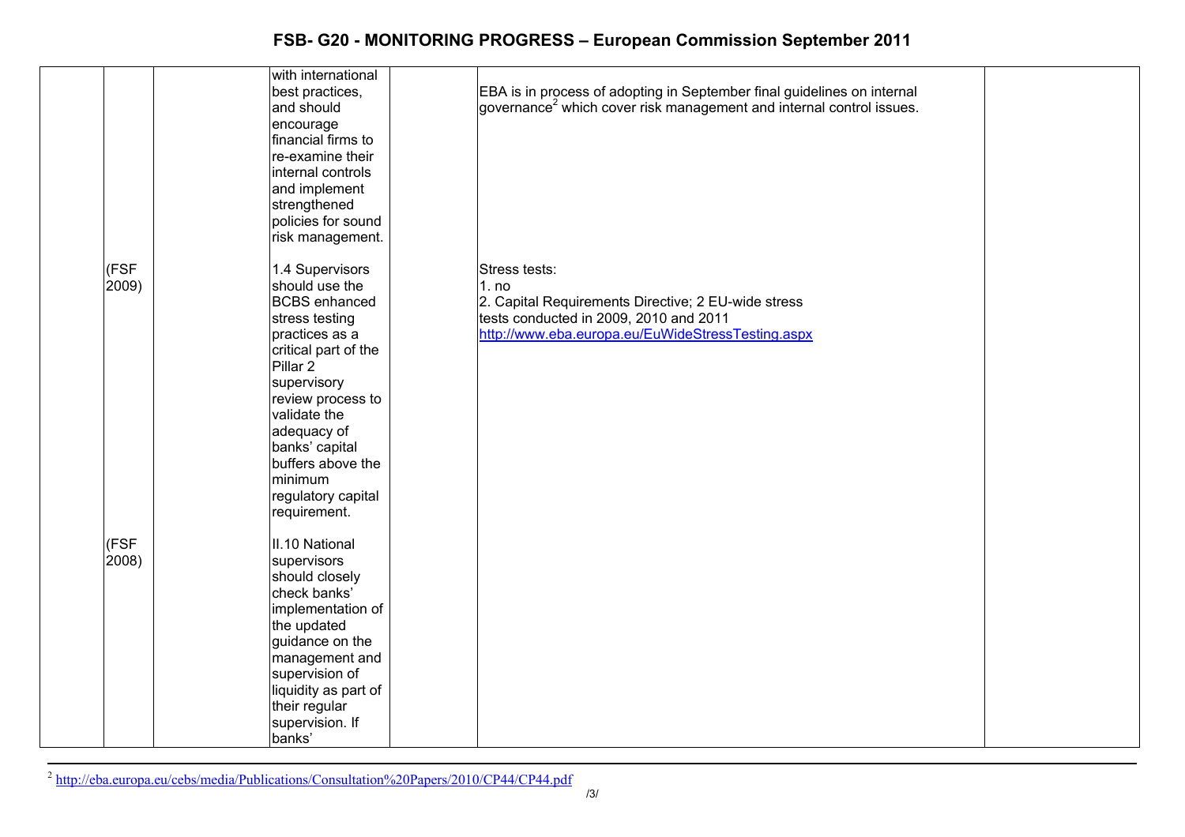| | | | | | | |
|---|---|---|---|---|---|---|
| | | | with international best practices, and should encourage financial firms to re-examine their internal controls and implement strengthened policies for sound risk management. | | EBA is in process of adopting in September final guidelines on internal governance[2] which cover risk management and internal control issues. | |
| | (FSF 2009) | | 1.4 Supervisors should use the BCBS enhanced stress testing practices as a critical part of the Pillar 2 supervisory review process to validate the adequacy of banks' capital buffers above the minimum regulatory capital requirement. | | Stress tests:<br>1. no<br>2. Capital Requirements Directive; 2 EU-wide stress tests conducted in 2009, 2010 and 2011<br>http://www.eba.europa.eu/EuWideStressTesting.aspx | |
| | (FSF 2008) | | II.10 National supervisors should closely check banks' implementation of the updated guidance on the management and supervision of liquidity as part of their regular supervision. If banks' | | | |

[2] http://eba.europa.eu/cebs/media/Publications/Consultation%20Papers/2010/CP44/CP44.pdf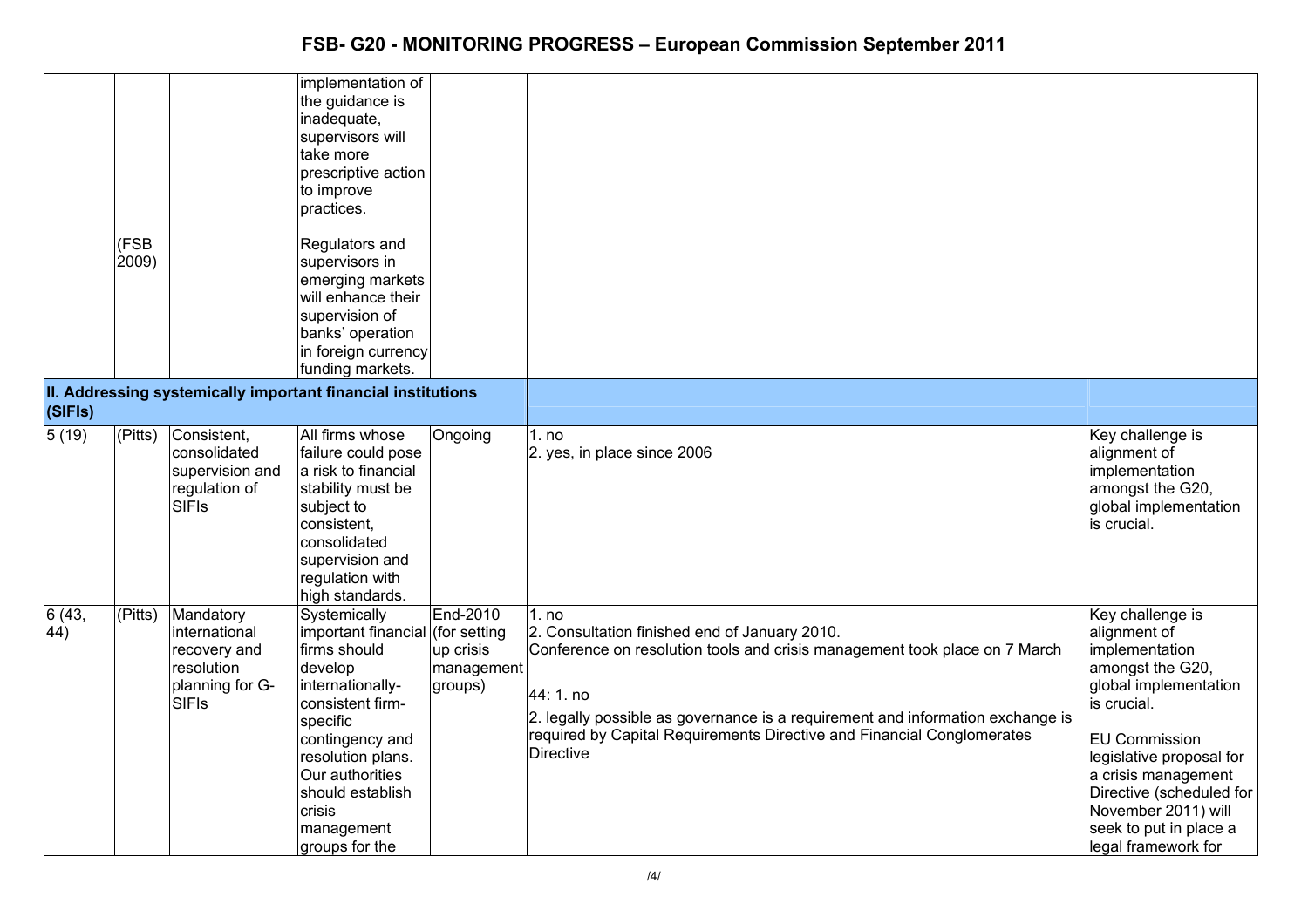| | | | | | | |
|---|---|---|---|---|---|---|
| | (FSB 2009) | | implementation of the guidance is inadequate, supervisors will take more prescriptive action to improve practices.<br><br>Regulators and supervisors in emerging markets will enhance their supervision of banks' operation in foreign currency funding markets. | | | |
| **II. Addressing systemically important financial institutions (SIFIs)** | | | | | | |
| 5 (19) | (Pitts) | Consistent, consolidated supervision and regulation of SIFIs | All firms whose failure could pose a risk to financial stability must be subject to consistent, consolidated supervision and regulation with high standards. | Ongoing | 1. no<br>2. yes, in place since 2006 | Key challenge is alignment of implementation amongst the G20, global implementation is crucial. |
| 6 (43, 44) | (Pitts) | Mandatory international recovery and resolution planning for G-SIFIs | Systemically important financial firms should develop internationally-consistent firm-specific contingency and resolution plans. Our authorities should establish crisis management groups for the | End-2010 (for setting up crisis management groups) | 1. no<br>2. Consultation finished end of January 2010.<br>Conference on resolution tools and crisis management took place on 7 March<br><br>44: 1. no<br>2. legally possible as governance is a requirement and information exchange is required by Capital Requirements Directive and Financial Conglomerates Directive | Key challenge is alignment of implementation amongst the G20, global implementation is crucial.<br><br>EU Commission legislative proposal for a crisis management Directive (scheduled for November 2011) will seek to put in place a legal framework for |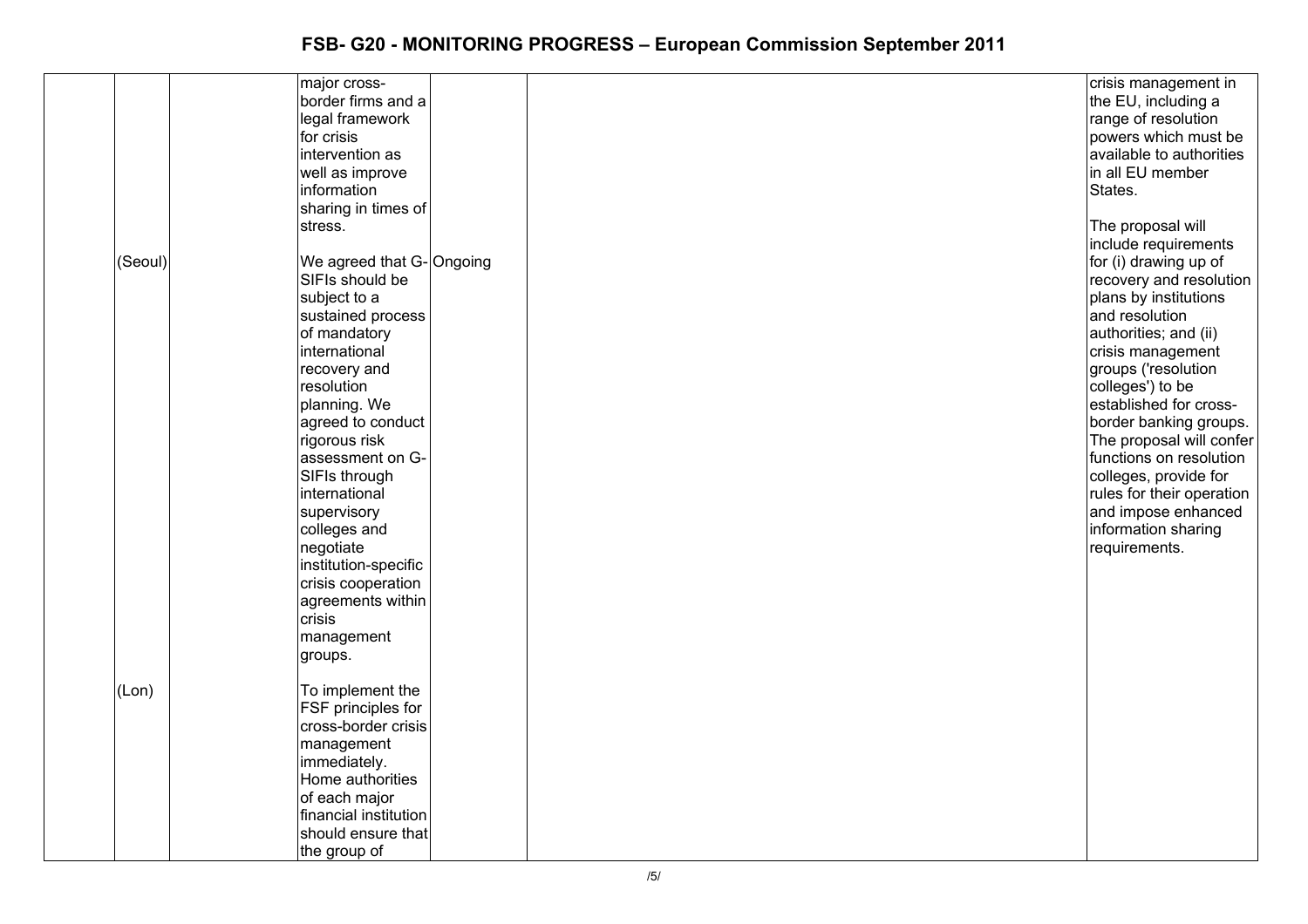# FSB- G20 - MONITORING PROGRESS – European Commission September 2011

| | | | | | | |
|---|---|---|---|---|---|---|
| | | | major cross-border firms and a legal framework for crisis intervention as well as improve information sharing in times of stress. | | | crisis management in the EU, including a range of resolution powers which must be available to authorities in all EU member States.<br><br>The proposal will include requirements for (i) drawing up of recovery and resolution plans by institutions and resolution authorities; and (ii) crisis management groups ('resolution colleges') to be established for cross-border banking groups. The proposal will confer functions on resolution colleges, provide for rules for their operation and impose enhanced information sharing requirements. |
| | (Seoul) | | We agreed that G-SIFIs should be subject to a sustained process of mandatory international recovery and resolution planning. We agreed to conduct rigorous risk assessment on G-SIFIs through international supervisory colleges and negotiate institution-specific crisis cooperation agreements within crisis management groups. | Ongoing | | |
| | (Lon) | | To implement the FSF principles for cross-border crisis management immediately. Home authorities of each major financial institution should ensure that the group of | | | |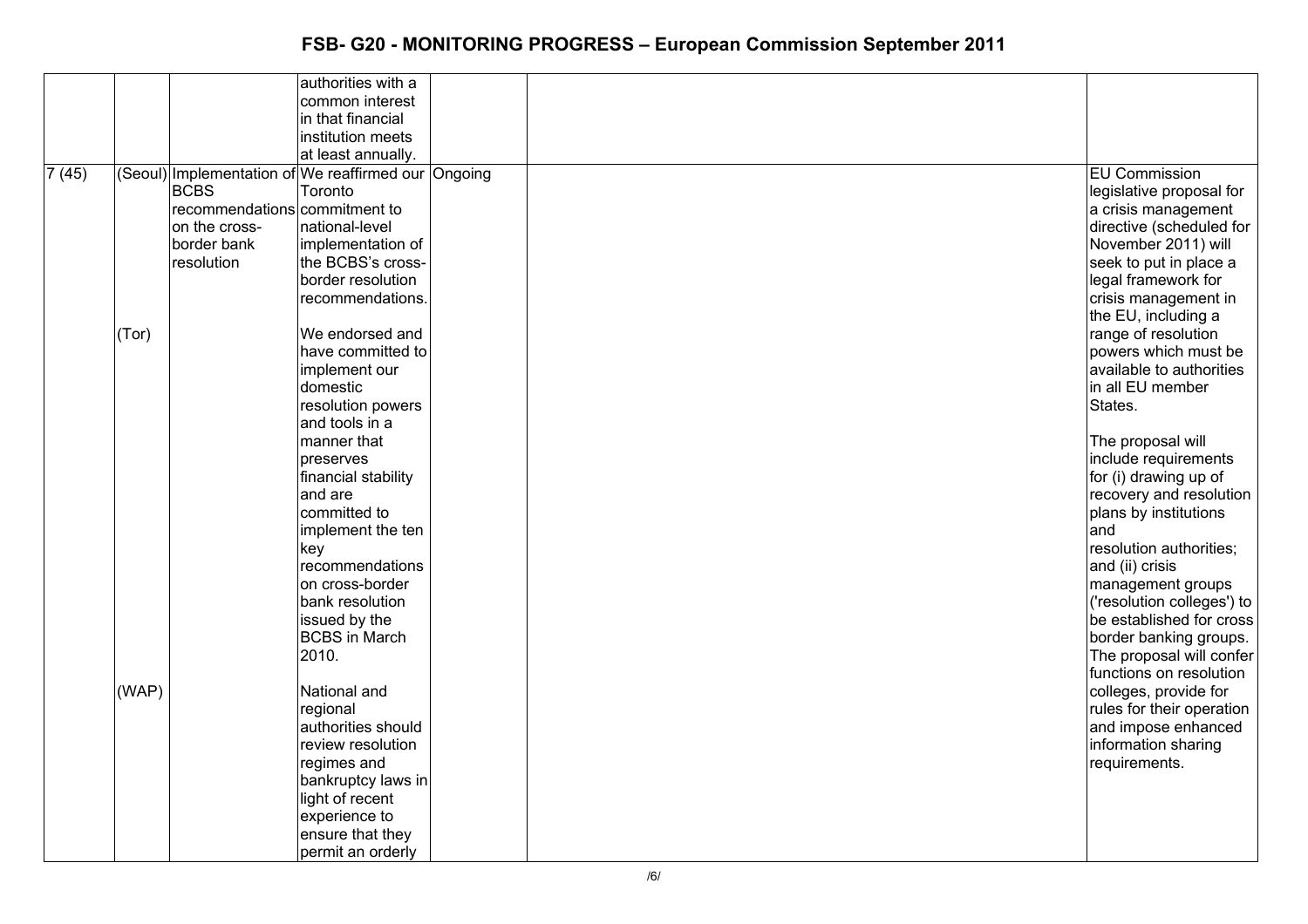| | | | | | | |
|---|---|---|---|---|---|---|
| | | | authorities with a common interest in that financial institution meets at least annually. | | | |
| 7 (45) | (Seoul)<br><br>(Tor)<br><br>(WAP) | Implementation of BCBS recommendations on the cross-border bank resolution | We reaffirmed our Toronto commitment to national-level implementation of the BCBS's cross-border resolution recommendations.<br><br>We endorsed and have committed to implement our domestic resolution powers and tools in a manner that preserves financial stability and are committed to implement the ten key recommendations on cross-border bank resolution issued by the BCBS in March 2010.<br><br>National and regional authorities should review resolution regimes and bankruptcy laws in light of recent experience to ensure that they permit an orderly | Ongoing | | EU Commission legislative proposal for a crisis management directive (scheduled for November 2011) will seek to put in place a legal framework for crisis management in the EU, including a range of resolution powers which must be available to authorities in all EU member States.<br><br>The proposal will include requirements for (i) drawing up of recovery and resolution plans by institutions and resolution authorities; and (ii) crisis management groups ('resolution colleges') to be established for cross border banking groups. The proposal will confer functions on resolution colleges, provide for rules for their operation and impose enhanced information sharing requirements. |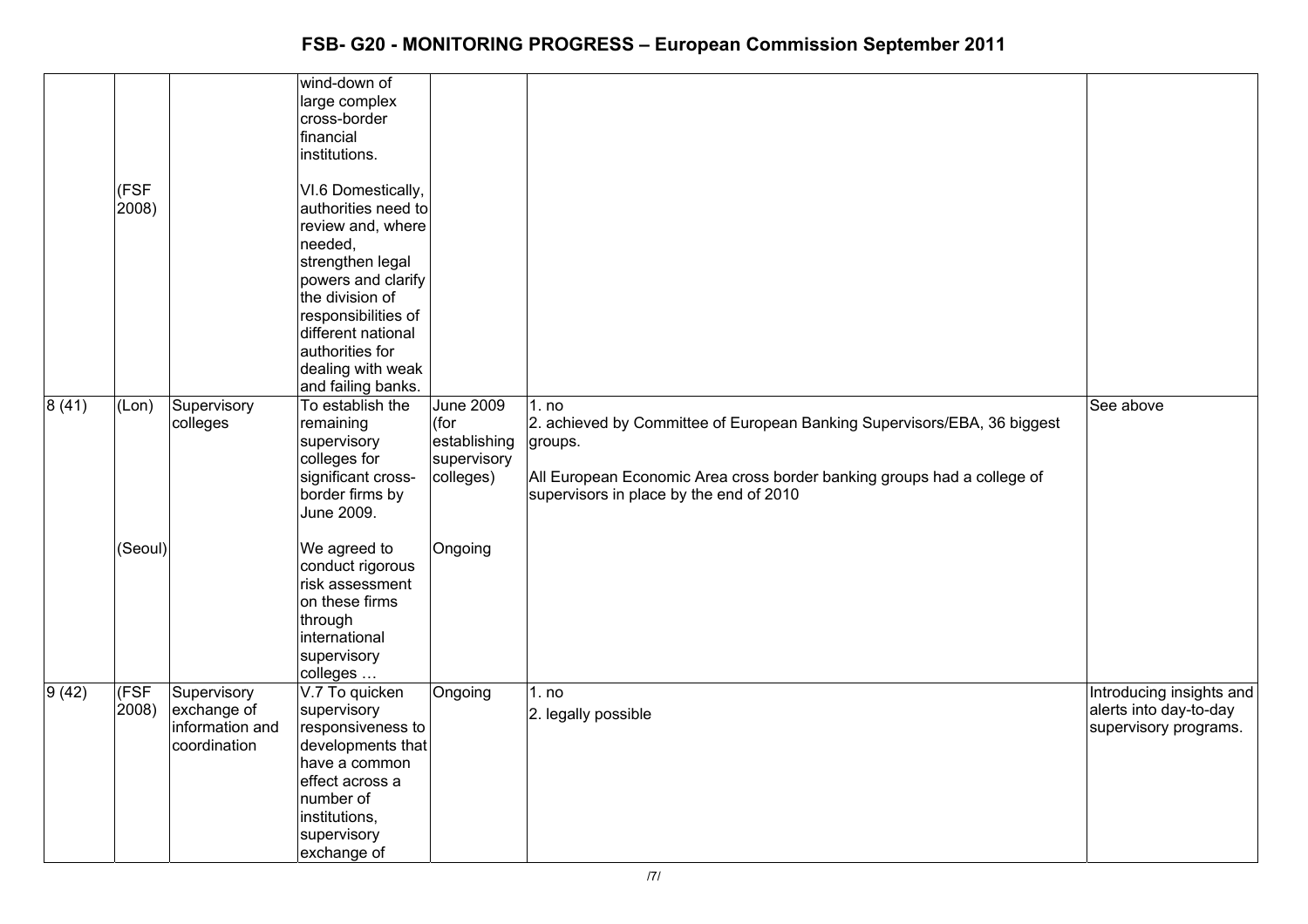| | | | | | | |
|---|---|---|---|---|---|---|
| | | | wind-down of large complex cross-border financial institutions. | | | |
| | (FSF 2008) | | VI.6 Domestically, authorities need to review and, where needed, strengthen legal powers and clarify the division of responsibilities of different national authorities for dealing with weak and failing banks. | | | |
| 8 (41) | (Lon) | Supervisory colleges | To establish the remaining supervisory colleges for significant cross-border firms by June 2009. | June 2009 (for establishing supervisory colleges) | 1. no<br>2. achieved by Committee of European Banking Supervisors/EBA, 36 biggest groups.<br><br>All European Economic Area cross border banking groups had a college of supervisors in place by the end of 2010 | See above |
| | (Seoul) | | We agreed to conduct rigorous risk assessment on these firms through international supervisory colleges … | Ongoing | | |
| 9 (42) | (FSF 2008) | Supervisory exchange of information and coordination | V.7 To quicken supervisory responsiveness to developments that have a common effect across a number of institutions, supervisory exchange of | Ongoing | 1. no<br>2. legally possible | Introducing insights and alerts into day-to-day supervisory programs. |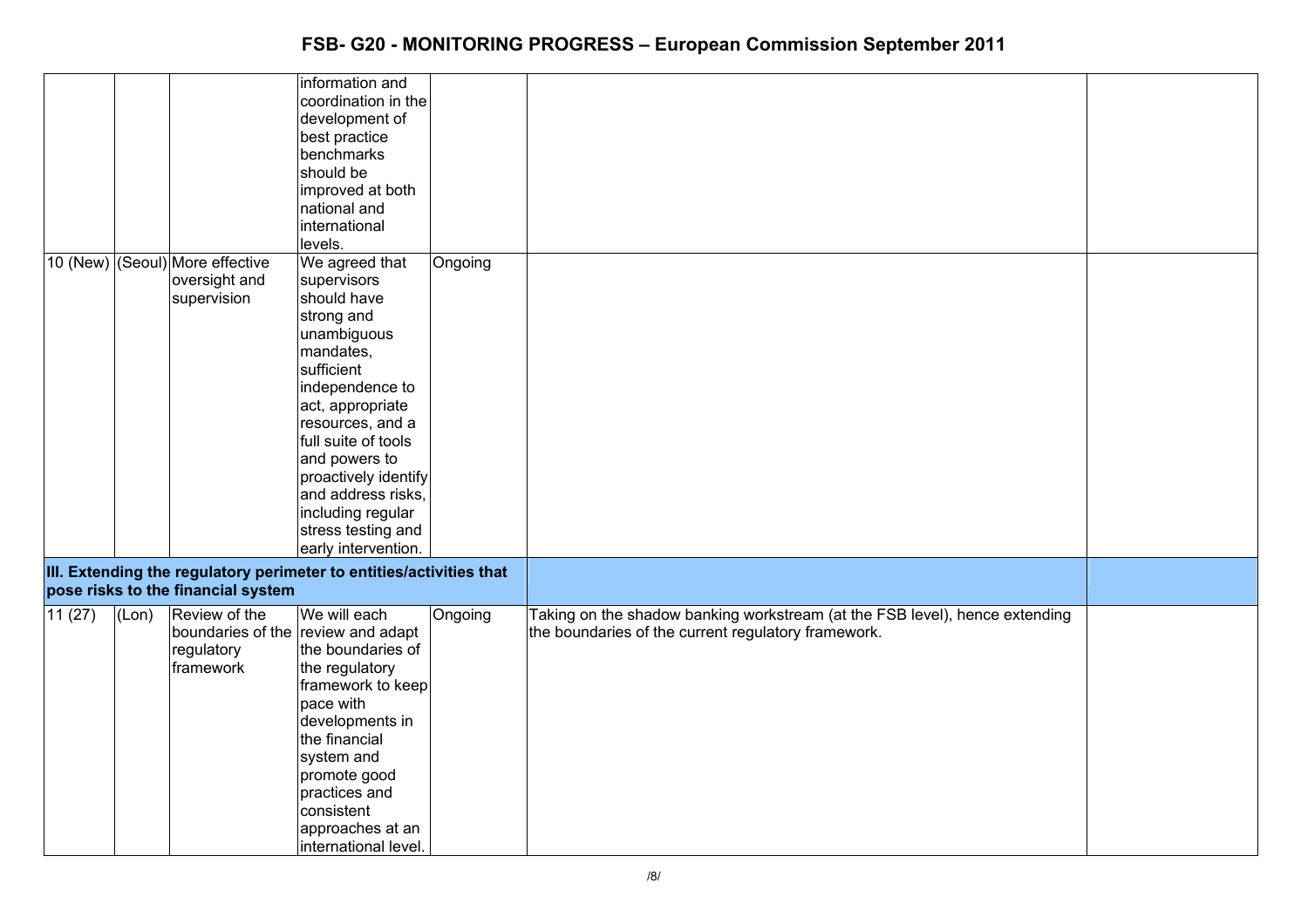| | | | | | | |
|---|---|---|---|---|---|---|
| | | | information and coordination in the development of best practice benchmarks should be improved at both national and international levels. | | | |
| 10 (New) | (Seoul) | More effective oversight and supervision | We agreed that supervisors should have strong and unambiguous mandates, sufficient independence to act, appropriate resources, and a full suite of tools and powers to proactively identify and address risks, including regular stress testing and early intervention. | Ongoing | | |
| **III. Extending the regulatory perimeter to entities/activities that pose risks to the financial system** | | | | | | |
| 11 (27) | (Lon) | Review of the boundaries of the regulatory framework | We will each review and adapt the boundaries of the regulatory framework to keep pace with developments in the financial system and promote good practices and consistent approaches at an international level. | Ongoing | Taking on the shadow banking workstream (at the FSB level), hence extending the boundaries of the current regulatory framework. | |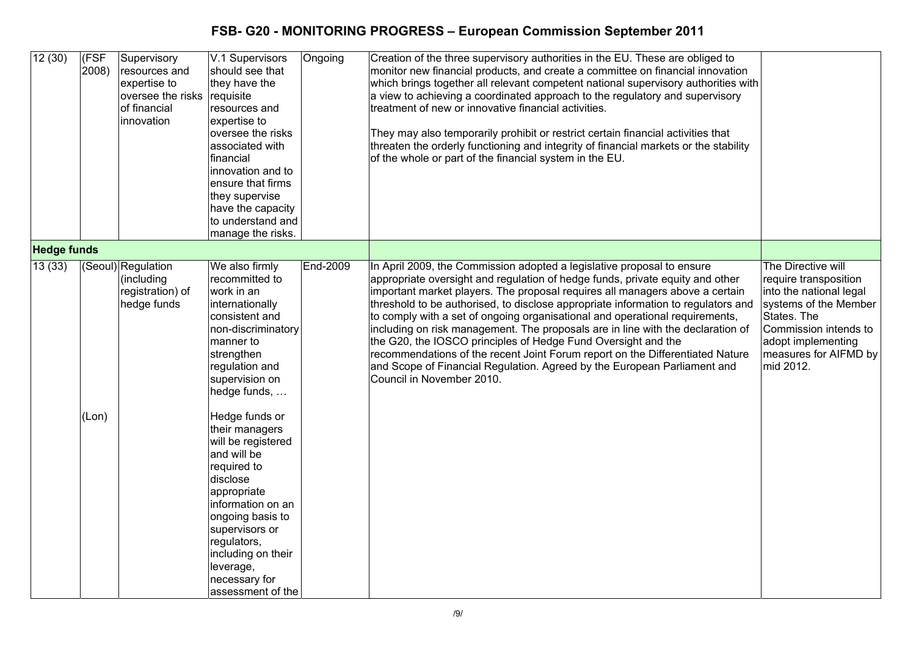# FSB- G20 - MONITORING PROGRESS – European Commission September 2011

| | | | | | | |
|---|---|---|---|---|---|---|
| 12 (30) | (FSF 2008) | Supervisory resources and expertise to oversee the risks of financial innovation | V.1 Supervisors should see that they have the requisite resources and expertise to oversee the risks associated with financial innovation and to ensure that firms they supervise have the capacity to understand and manage the risks. | Ongoing | Creation of the three supervisory authorities in the EU. These are obliged to monitor new financial products, and create a committee on financial innovation which brings together all relevant competent national supervisory authorities with a view to achieving a coordinated approach to the regulatory and supervisory treatment of new or innovative financial activities.<br><br>They may also temporarily prohibit or restrict certain financial activities that threaten the orderly functioning and integrity of financial markets or the stability of the whole or part of the financial system in the EU. | |
| **Hedge funds** | | | | | | |
| 13 (33) | (Seoul)<br><br>(Lon) | Regulation (including registration) of hedge funds | We also firmly recommitted to work in an internationally consistent and non-discriminatory manner to strengthen regulation and supervision on hedge funds, …<br><br>Hedge funds or their managers will be registered and will be required to disclose appropriate information on an ongoing basis to supervisors or regulators, including on their leverage, necessary for assessment of the | End-2009 | In April 2009, the Commission adopted a legislative proposal to ensure appropriate oversight and regulation of hedge funds, private equity and other important market players. The proposal requires all managers above a certain threshold to be authorised, to disclose appropriate information to regulators and to comply with a set of ongoing organisational and operational requirements, including on risk management. The proposals are in line with the declaration of the G20, the IOSCO principles of Hedge Fund Oversight and the recommendations of the recent Joint Forum report on the Differentiated Nature and Scope of Financial Regulation. Agreed by the European Parliament and Council in November 2010. | The Directive will require transposition into the national legal systems of the Member States. The Commission intends to adopt implementing measures for AIFMD by mid 2012. |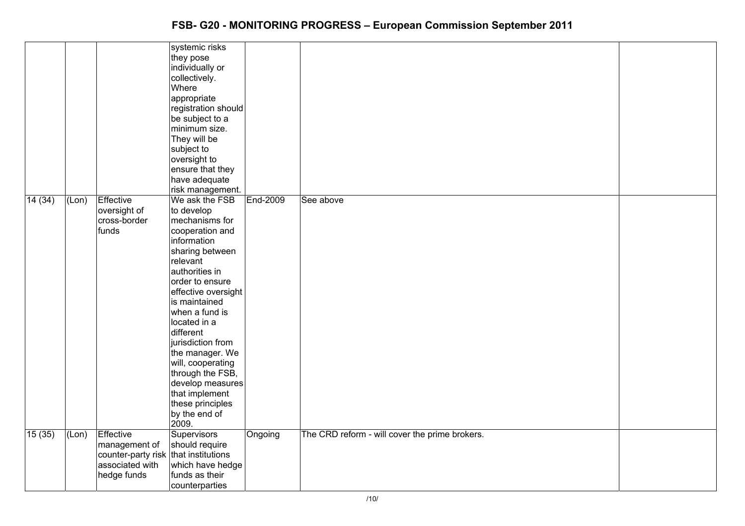| | | | | | | |
|---|---|---|---|---|---|---|
| | | | systemic risks they pose individually or collectively. Where appropriate registration should be subject to a minimum size. They will be subject to oversight to ensure that they have adequate risk management. | | | |
| 14 (34) | (Lon) | Effective oversight of cross-border funds | We ask the FSB to develop mechanisms for cooperation and information sharing between relevant authorities in order to ensure effective oversight is maintained when a fund is located in a different jurisdiction from the manager. We will, cooperating through the FSB, develop measures that implement these principles by the end of 2009. | End-2009 | See above | |
| 15 (35) | (Lon) | Effective management of counter-party risk associated with hedge funds | Supervisors should require that institutions which have hedge funds as their counterparties | Ongoing | The CRD reform - will cover the prime brokers. | |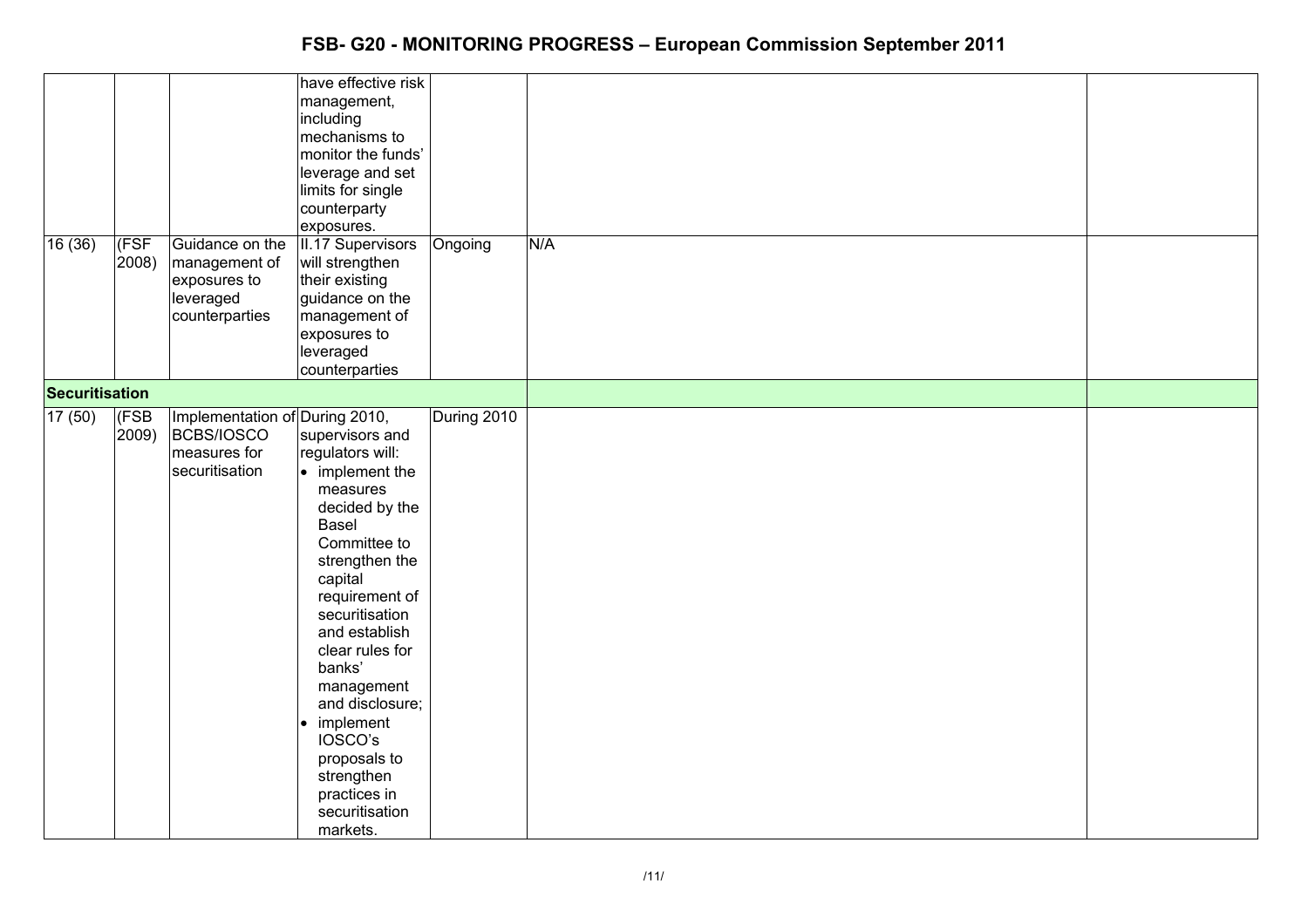# FSB- G20 - MONITORING PROGRESS – European Commission September 2011

| | | | | | | |
|---|---|---|---|---|---|---|
| | | | have effective risk management, including mechanisms to monitor the funds' leverage and set limits for single counterparty exposures. | | | |
| 16 (36) | (FSF 2008) | Guidance on the management of exposures to leveraged counterparties | II.17 Supervisors will strengthen their existing guidance on the management of exposures to leveraged counterparties | Ongoing | N/A | |
| **Securitisation** | | | | | | |
| 17 (50) | (FSB 2009) | Implementation of BCBS/IOSCO measures for securitisation | During 2010, supervisors and regulators will:<br>• implement the measures decided by the Basel Committee to strengthen the capital requirement of securitisation and establish clear rules for banks' management and disclosure;<br>• implement IOSCO's proposals to strengthen practices in securitisation markets. | During 2010 | | |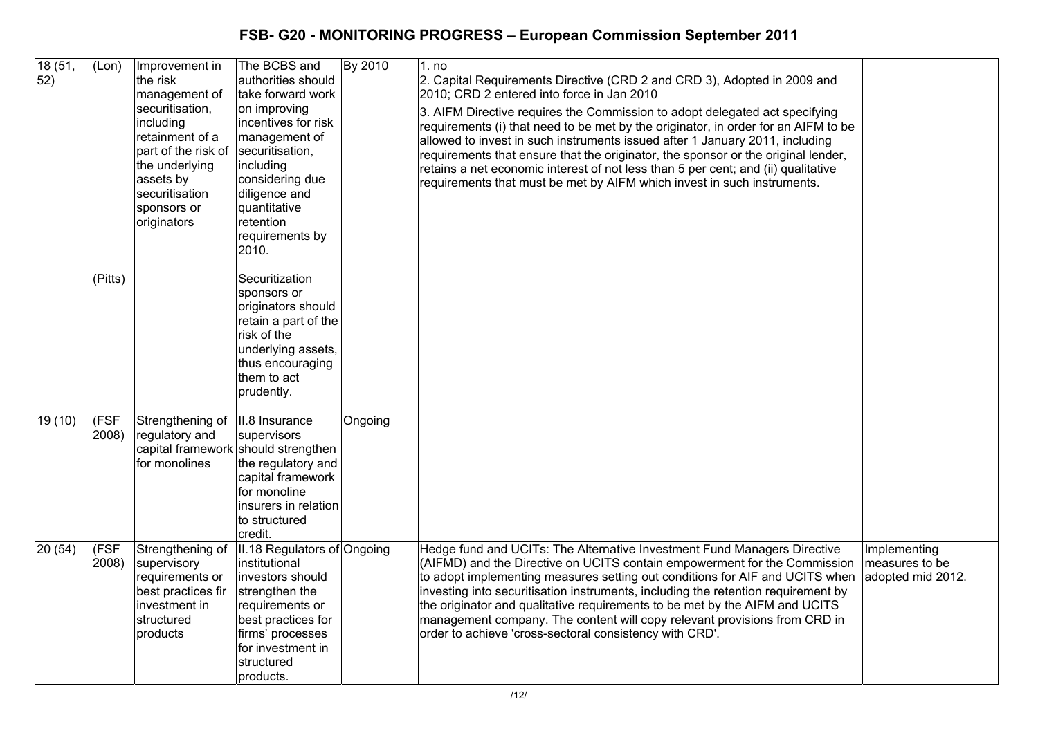# FSB- G20 - MONITORING PROGRESS – European Commission September 2011

| | | | | | | |
|---|---|---|---|---|---|---|
| 18 (51, 52) | (Lon)<br><br>(Pitts) | Improvement in the risk management of securitisation, including retainment of a part of the risk of the underlying assets by securitisation sponsors or originators | The BCBS and authorities should take forward work on improving incentives for risk management of securitisation, including considering due diligence and quantitative retention requirements by 2010.<br><br>Securitization sponsors or originators should retain a part of the risk of the underlying assets, thus encouraging them to act prudently. | By 2010 | 1. no<br>2. Capital Requirements Directive (CRD 2 and CRD 3), Adopted in 2009 and 2010; CRD 2 entered into force in Jan 2010<br>3. AIFM Directive requires the Commission to adopt delegated act specifying requirements (i) that need to be met by the originator, in order for an AIFM to be allowed to invest in such instruments issued after 1 January 2011, including requirements that ensure that the originator, the sponsor or the original lender, retains a net economic interest of not less than 5 per cent; and (ii) qualitative requirements that must be met by AIFM which invest in such instruments. | |
| 19 (10) | (FSF 2008) | Strengthening of regulatory and capital framework for monolines | II.8 Insurance supervisors should strengthen the regulatory and capital framework for monoline insurers in relation to structured credit. | Ongoing | | |
| 20 (54) | (FSF 2008) | Strengthening of supervisory requirements or best practices fir investment in structured products | II.18 Regulators of institutional investors should strengthen the requirements or best practices for firms' processes for investment in structured products. | Ongoing | Hedge fund and UCITs: The Alternative Investment Fund Managers Directive (AIFMD) and the Directive on UCITS contain empowerment for the Commission to adopt implementing measures setting out conditions for AIF and UCITS when investing into securitisation instruments, including the retention requirement by the originator and qualitative requirements to be met by the AIFM and UCITS management company. The content will copy relevant provisions from CRD in order to achieve 'cross-sectoral consistency with CRD'. | Implementing measures to be adopted mid 2012. |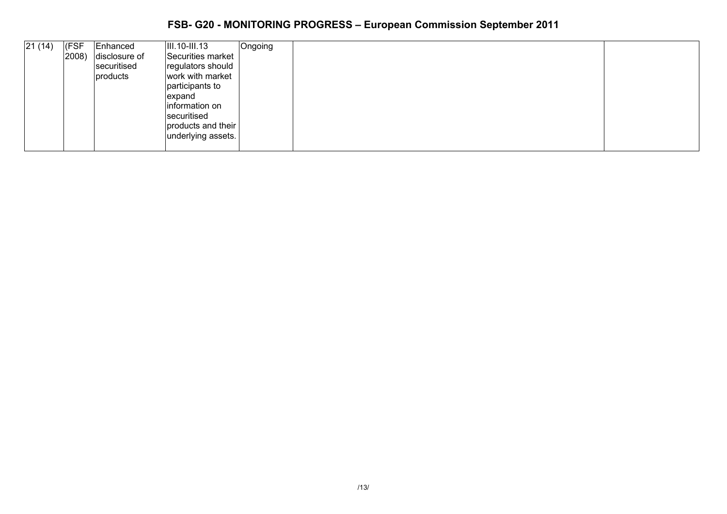| | | | | | | |
|---|---|---|---|---|---|---|
| 21 (14) | (FSF 2008) | Enhanced disclosure of securitised products | III.10-III.13 Securities market regulators should work with market participants to expand information on securitised products and their underlying assets. | Ongoing | | |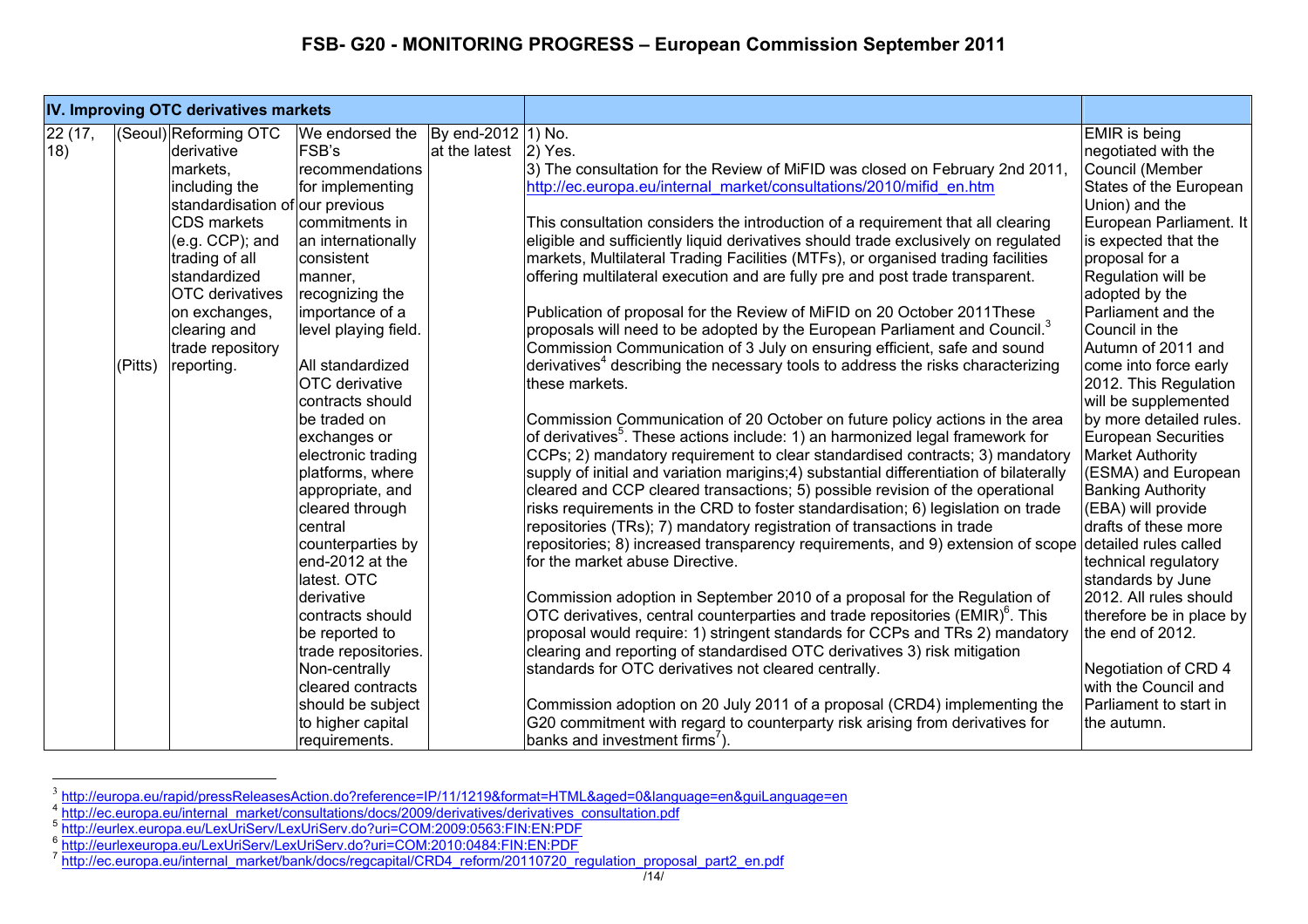| IV. Improving OTC derivatives markets | | | | | | |
|---|---|---|---|---|---|---|
| 22 (17, 18) | (Seoul) (Pitts) | Reforming OTC derivative markets, including the standardisation of CDS markets (e.g. CCP); and trading of all standardized OTC derivatives on exchanges, clearing and trade repository reporting. | We endorsed the FSB's recommendations for implementing our previous commitments in an internationally consistent manner, recognizing the importance of a level playing field. All standardized OTC derivative contracts should be traded on exchanges or electronic trading platforms, where appropriate, and cleared through central counterparties by end-2012 at the latest. OTC derivative contracts should be reported to trade repositories. Non-centrally cleared contracts should be subject to higher capital requirements. | By end-2012 at the latest | 1) No.<br>2) Yes.<br>3) The consultation for the Review of MiFID was closed on February 2nd 2011, http://ec.europa.eu/internal_market/consultations/2010/mifid_en.htm<br><br>This consultation considers the introduction of a requirement that all clearing eligible and sufficiently liquid derivatives should trade exclusively on regulated markets, Multilateral Trading Facilities (MTFs), or organised trading facilities offering multilateral execution and are fully pre and post trade transparent.<br><br>Publication of proposal for the Review of MiFID on 20 October 2011These proposals will need to be adopted by the European Parliament and Council.[3] Commission Communication of 3 July on ensuring efficient, safe and sound derivatives[4] describing the necessary tools to address the risks characterizing these markets.<br><br>Commission Communication of 20 October on future policy actions in the area of derivatives[5]. These actions include: 1) an harmonized legal framework for CCPs; 2) mandatory requirement to clear standardised contracts; 3) mandatory supply of initial and variation margins;4) substantial differentiation of bilaterally cleared and CCP cleared transactions; 5) possible revision of the operational risks requirements in the CRD to foster standardisation; 6) legislation on trade repositories (TRs); 7) mandatory registration of transactions in trade repositories; 8) increased transparency requirements, and 9) extension of scope for the market abuse Directive.<br><br>Commission adoption in September 2010 of a proposal for the Regulation of OTC derivatives, central counterparties and trade repositories (EMIR)[6]. This proposal would require: 1) stringent standards for CCPs and TRs 2) mandatory clearing and reporting of standardised OTC derivatives 3) risk mitigation standards for OTC derivatives not cleared centrally.<br><br>Commission adoption on 20 July 2011 of a proposal (CRD4) implementing the G20 commitment with regard to counterparty risk arising from derivatives for banks and investment firms[7]). | EMIR is being negotiated with the Council (Member States of the European Union) and the European Parliament. It is expected that the proposal for a Regulation will be adopted by the Parliament and the Council in the Autumn of 2011 and come into force early 2012. This Regulation will be supplemented by more detailed rules. European Securities Market Authority (ESMA) and European Banking Authority (EBA) will provide drafts of these more detailed rules called technical regulatory standards by June 2012. All rules should therefore be in place by the end of 2012.<br><br>Negotiation of CRD 4 with the Council and Parliament to start in the autumn. |

[3] http://europa.eu/rapid/pressReleasesAction.do?reference=IP/11/1219&format=HTML&aged=0&language=en&guiLanguage=en

[4] http://ec.europa.eu/internal_market/consultations/docs/2009/derivatives/derivatives_consultation.pdf

[5] http://eurlex.europa.eu/LexUriServ/LexUriServ.do?uri=COM:2009:0563:FIN:EN:PDF

[6] http://eurlexeuropa.eu/LexUriServ/LexUriServ.do?uri=COM:2010:0484:FIN:EN:PDF

[7] http://ec.europa.eu/internal_market/bank/docs/regcapital/CRD4_reform/20110720_regulation_proposal_part2_en.pdf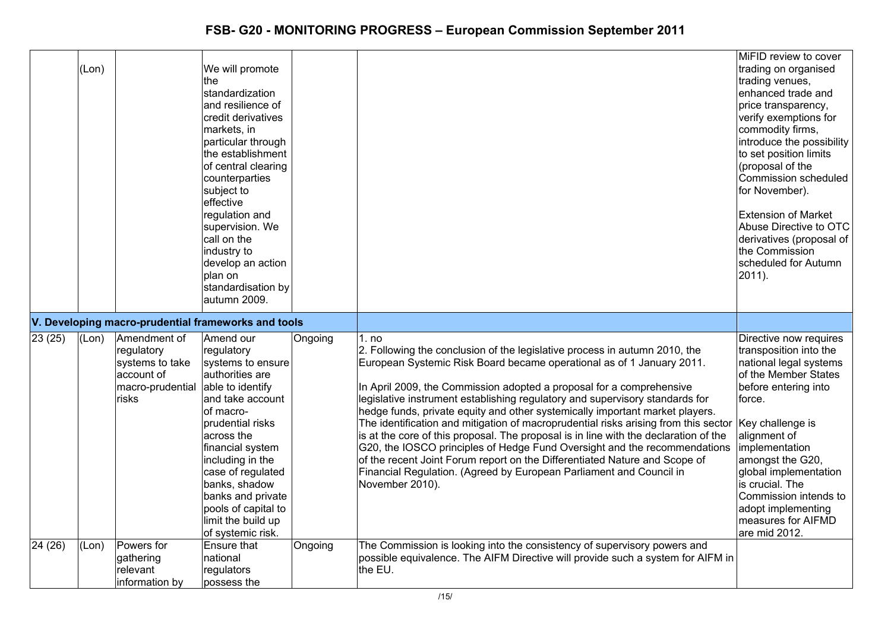| | | | | | | |
|---|---|---|---|---|---|---|
| | (Lon) | | We will promote the standardization and resilience of credit derivatives markets, in particular through the establishment of central clearing counterparties subject to effective regulation and supervision. We call on the industry to develop an action plan on standardisation by autumn 2009. | | | MiFID review to cover trading on organised trading venues, enhanced trade and price transparency, verify exemptions for commodity firms, introduce the possibility to set position limits (proposal of the Commission scheduled for November).<br><br>Extension of Market Abuse Directive to OTC derivatives (proposal of the Commission scheduled for Autumn 2011). |
| **V. Developing macro-prudential frameworks and tools** | | | | | | |
| 23 (25) | (Lon) | Amendment of regulatory systems to take account of macro-prudential risks | Amend our regulatory systems to ensure authorities are able to identify and take account of macro-prudential risks across the financial system including in the case of regulated banks, shadow banks and private pools of capital to limit the build up of systemic risk. | Ongoing | 1. no<br>2. Following the conclusion of the legislative process in autumn 2010, the European Systemic Risk Board became operational as of 1 January 2011.<br><br>In April 2009, the Commission adopted a proposal for a comprehensive legislative instrument establishing regulatory and supervisory standards for hedge funds, private equity and other systemically important market players. The identification and mitigation of macroprudential risks arising from this sector is at the core of this proposal. The proposal is in line with the declaration of the G20, the IOSCO principles of Hedge Fund Oversight and the recommendations of the recent Joint Forum report on the Differentiated Nature and Scope of Financial Regulation. (Agreed by European Parliament and Council in November 2010). | Directive now requires transposition into the national legal systems of the Member States before entering into force.<br><br>Key challenge is alignment of implementation amongst the G20, global implementation is crucial. The Commission intends to adopt implementing measures for AIFMD are mid 2012. |
| 24 (26) | (Lon) | Powers for gathering relevant information by | Ensure that national regulators possess the | Ongoing | The Commission is looking into the consistency of supervisory powers and possible equivalence. The AIFM Directive will provide such a system for AIFM in the EU. | |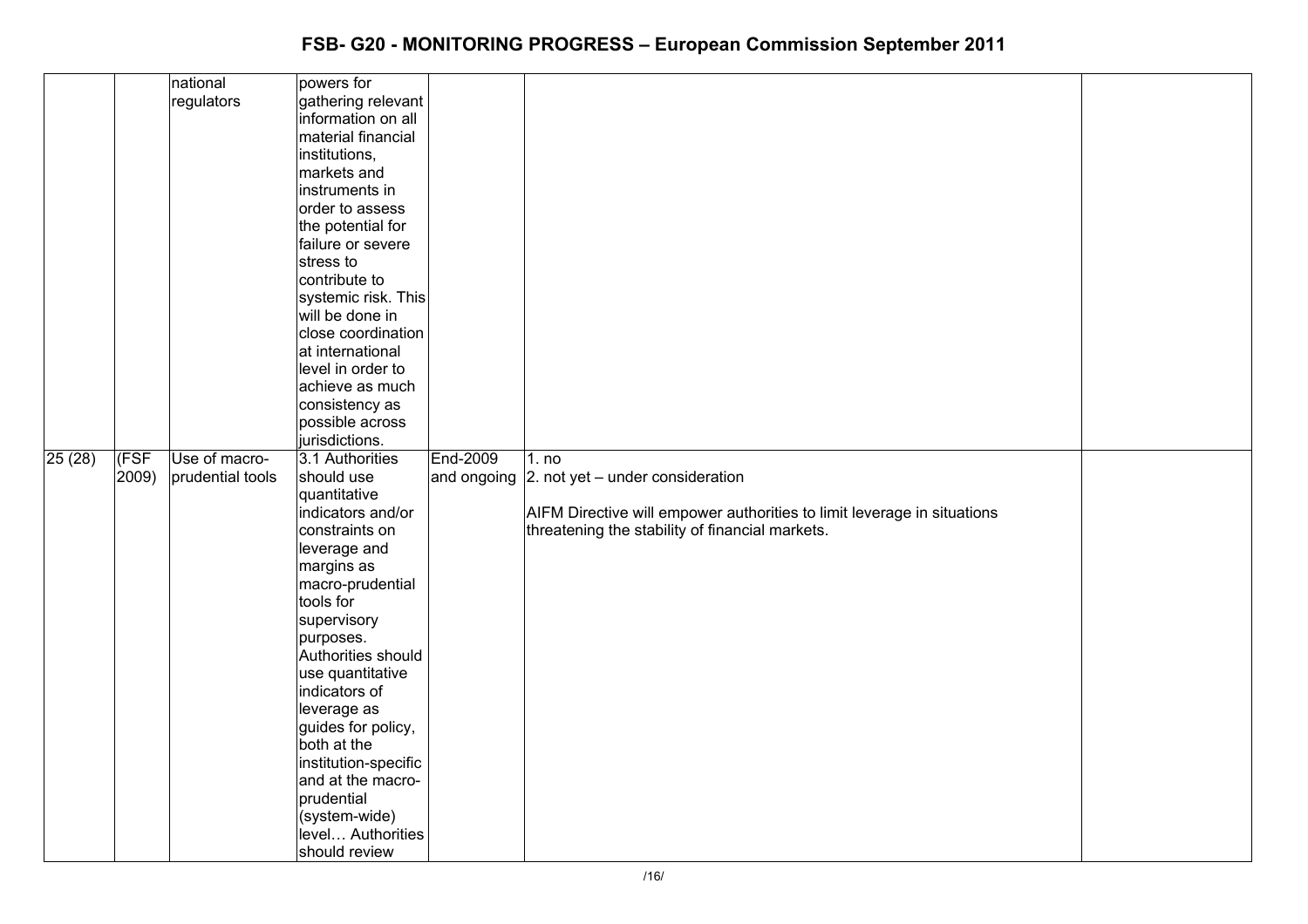| | | | | | | |
|---|---|---|---|---|---|---|
| | | national regulators | powers for gathering relevant information on all material financial institutions, markets and instruments in order to assess the potential for failure or severe stress to contribute to systemic risk. This will be done in close coordination at international level in order to achieve as much consistency as possible across jurisdictions. | | | |
| 25 (28) | (FSF 2009) | Use of macro-prudential tools | 3.1 Authorities should use quantitative indicators and/or constraints on leverage and margins as macro-prudential tools for supervisory purposes. Authorities should use quantitative indicators of leverage as guides for policy, both at the institution-specific and at the macro-prudential (system-wide) level… Authorities should review | End-2009 and ongoing | 1. no<br>2. not yet – under consideration<br><br>AIFM Directive will empower authorities to limit leverage in situations threatening the stability of financial markets. | |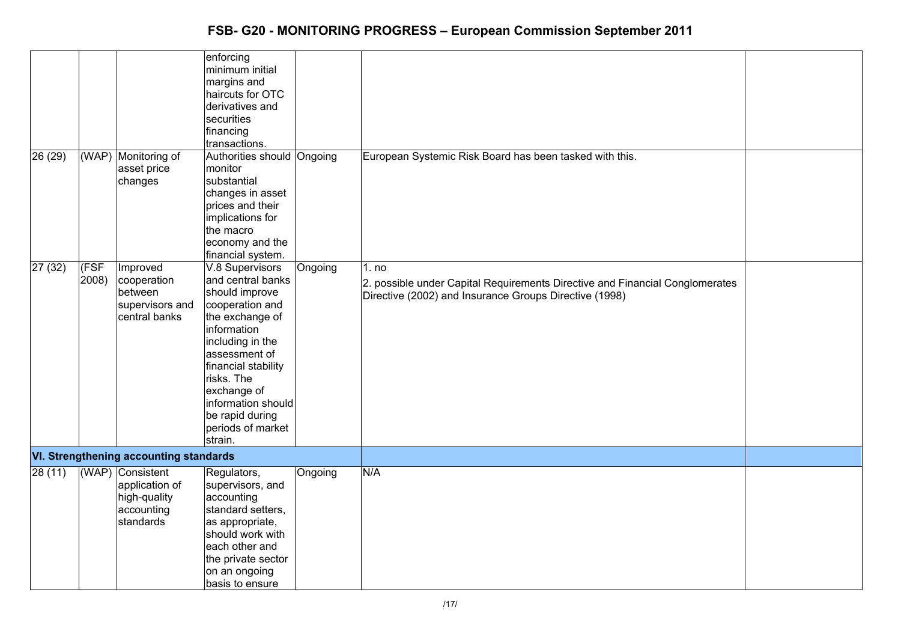| | | | | | | |
|---|---|---|---|---|---|---|
| | | | enforcing minimum initial margins and haircuts for OTC derivatives and securities financing transactions. | | | |
| 26 (29) | (WAP) | Monitoring of asset price changes | Authorities should monitor substantial changes in asset prices and their implications for the macro economy and the financial system. | Ongoing | European Systemic Risk Board has been tasked with this. | |
| 27 (32) | (FSF 2008) | Improved cooperation between supervisors and central banks | V.8 Supervisors and central banks should improve cooperation and the exchange of information including in the assessment of financial stability risks. The exchange of information should be rapid during periods of market strain. | Ongoing | 1. no<br>2. possible under Capital Requirements Directive and Financial Conglomerates Directive (2002) and Insurance Groups Directive (1998) | |
| **VI. Strengthening accounting standards** | | | | | | |
| 28 (11) | (WAP) | Consistent application of high-quality accounting standards | Regulators, supervisors, and accounting standard setters, as appropriate, should work with each other and the private sector on an ongoing basis to ensure | Ongoing | N/A | |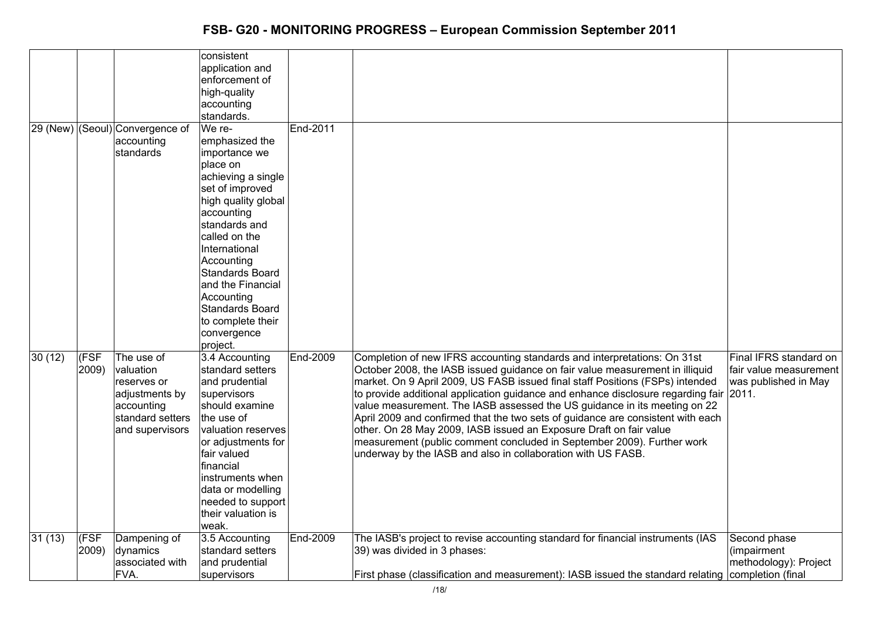| | | | consistent application and enforcement of high-quality accounting standards. | | | |
|---|---|---|---|---|---|---|
| 29 (New) | (Seoul) | Convergence of accounting standards | We re-emphasized the importance we place on achieving a single set of improved high quality global accounting standards and called on the International Accounting Standards Board and the Financial Accounting Standards Board to complete their convergence project. | End-2011 | | |
| 30 (12) | (FSF 2009) | The use of valuation reserves or adjustments by accounting standard setters and supervisors | 3.4 Accounting standard setters and prudential supervisors should examine the use of valuation reserves or adjustments for fair valued financial instruments when data or modelling needed to support their valuation is weak. | End-2009 | Completion of new IFRS accounting standards and interpretations: On 31st October 2008, the IASB issued guidance on fair value measurement in illiquid market. On 9 April 2009, US FASB issued final staff Positions (FSPs) intended to provide additional application guidance and enhance disclosure regarding fair value measurement. The IASB assessed the US guidance in its meeting on 22 April 2009 and confirmed that the two sets of guidance are consistent with each other. On 28 May 2009, IASB issued an Exposure Draft on fair value measurement (public comment concluded in September 2009). Further work underway by the IASB and also in collaboration with US FASB. | Final IFRS standard on fair value measurement was published in May 2011. |
| 31 (13) | (FSF 2009) | Dampening of dynamics associated with FVA. | 3.5 Accounting standard setters and prudential supervisors | End-2009 | The IASB's project to revise accounting standard for financial instruments (IAS 39) was divided in 3 phases:<br><br>First phase (classification and measurement): IASB issued the standard relating | Second phase (impairment methodology): Project completion (final |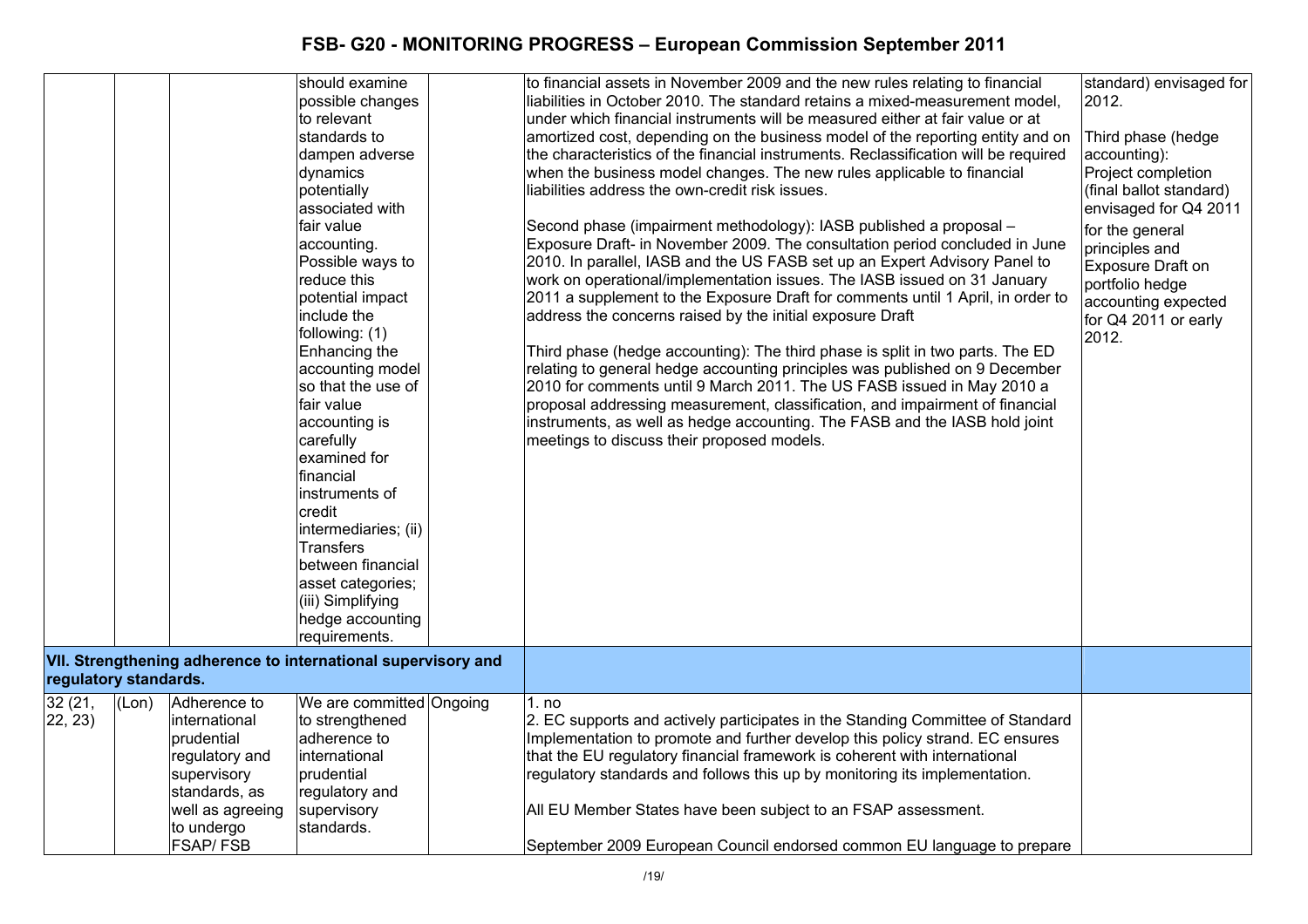# FSB- G20 - MONITORING PROGRESS – European Commission September 2011

| | | | | | | |
|---|---|---|---|---|---|---|
| | | | should examine possible changes to relevant standards to dampen adverse dynamics potentially associated with fair value accounting. Possible ways to reduce this potential impact include the following: (1) Enhancing the accounting model so that the use of fair value accounting is carefully examined for financial instruments of credit intermediaries; (ii) Transfers between financial asset categories; (iii) Simplifying hedge accounting requirements. | | to financial assets in November 2009 and the new rules relating to financial liabilities in October 2010. The standard retains a mixed-measurement model, under which financial instruments will be measured either at fair value or at amortized cost, depending on the business model of the reporting entity and on the characteristics of the financial instruments. Reclassification will be required when the business model changes. The new rules applicable to financial liabilities address the own-credit risk issues.<br><br>Second phase (impairment methodology): IASB published a proposal – Exposure Draft- in November 2009. The consultation period concluded in June 2010. In parallel, IASB and the US FASB set up an Expert Advisory Panel to work on operational/implementation issues. The IASB issued on 31 January 2011 a supplement to the Exposure Draft for comments until 1 April, in order to address the concerns raised by the initial exposure Draft<br><br>Third phase (hedge accounting): The third phase is split in two parts. The ED relating to general hedge accounting principles was published on 9 December 2010 for comments until 9 March 2011. The US FASB issued in May 2010 a proposal addressing measurement, classification, and impairment of financial instruments, as well as hedge accounting. The FASB and the IASB hold joint meetings to discuss their proposed models. | standard) envisaged for 2012.<br><br>Third phase (hedge accounting): Project completion (final ballot standard) envisaged for Q4 2011 for the general principles and Exposure Draft on portfolio hedge accounting expected for Q4 2011 or early 2012. |
| **VII. Strengthening adherence to international supervisory and regulatory standards.** | | | | | | |
| 32 (21, 22, 23) | (Lon) | Adherence to international prudential regulatory and supervisory standards, as well as agreeing to undergo FSAP/ FSB | We are committed to strengthened adherence to international prudential regulatory and supervisory standards. | Ongoing | 1. no<br>2. EC supports and actively participates in the Standing Committee of Standard Implementation to promote and further develop this policy strand. EC ensures that the EU regulatory financial framework is coherent with international regulatory standards and follows this up by monitoring its implementation.<br><br>All EU Member States have been subject to an FSAP assessment.<br><br>September 2009 European Council endorsed common EU language to prepare | |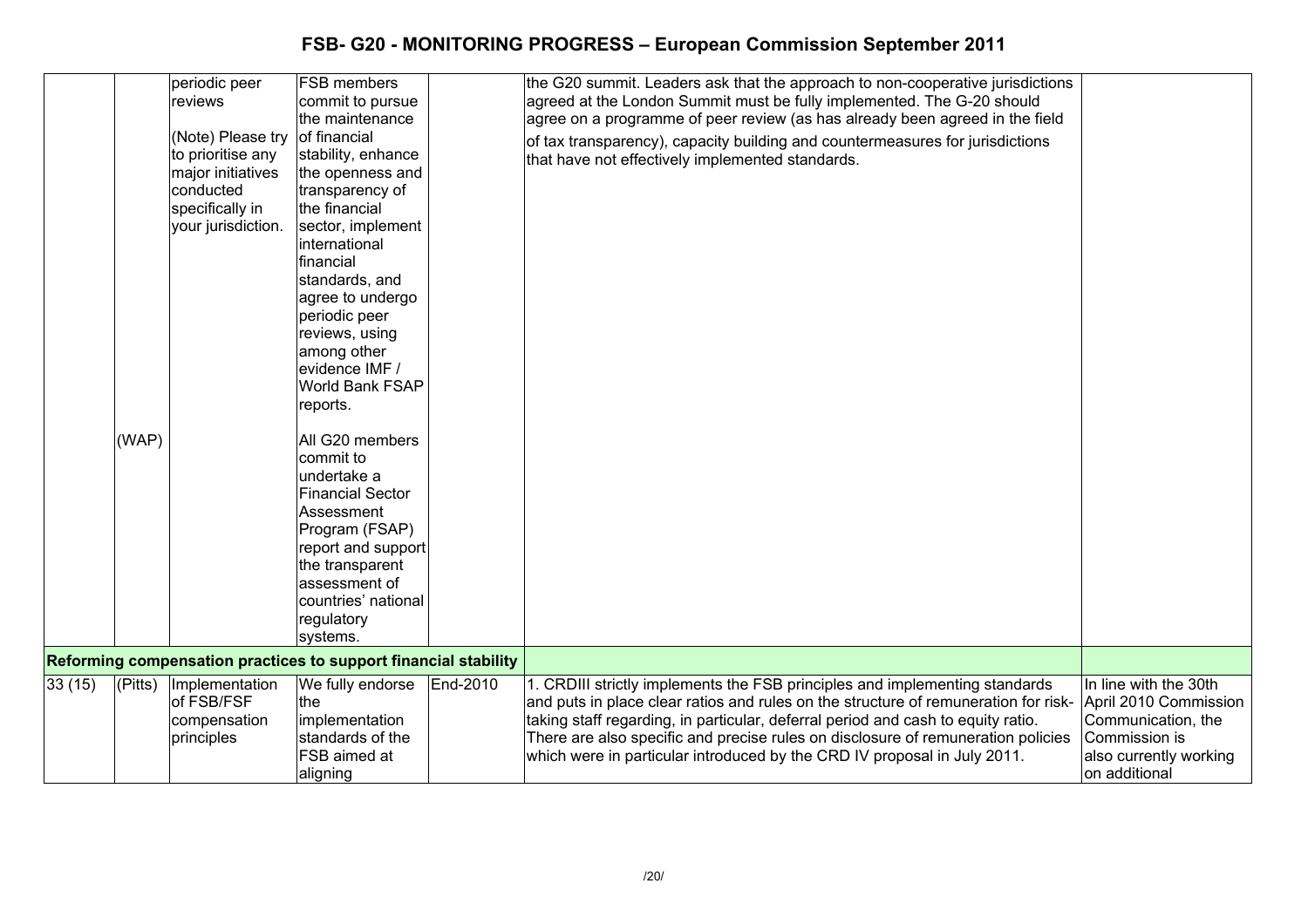# FSB- G20 - MONITORING PROGRESS – European Commission September 2011

| | | | | | | |
|---|---|---|---|---|---|---|
| | (WAP) | periodic peer reviews<br><br>(Note) Please try to prioritise any major initiatives conducted specifically in your jurisdiction. | FSB members commit to pursue the maintenance of financial stability, enhance the openness and transparency of the financial sector, implement international financial standards, and agree to undergo periodic peer reviews, using among other evidence IMF / World Bank FSAP reports.<br><br>All G20 members commit to undertake a Financial Sector Assessment Program (FSAP) report and support the transparent assessment of countries' national regulatory systems. | | the G20 summit. Leaders ask that the approach to non-cooperative jurisdictions agreed at the London Summit must be fully implemented. The G-20 should agree on a programme of peer review (as has already been agreed in the field of tax transparency), capacity building and countermeasures for jurisdictions that have not effectively implemented standards. | |
| **Reforming compensation practices to support financial stability** | | | | | | |
| 33 (15) | (Pitts) | Implementation of FSB/FSF compensation principles | We fully endorse the implementation standards of the FSB aimed at aligning | End-2010 | 1. CRDIII strictly implements the FSB principles and implementing standards and puts in place clear ratios and rules on the structure of remuneration for risk-taking staff regarding, in particular, deferral period and cash to equity ratio. There are also specific and precise rules on disclosure of remuneration policies which were in particular introduced by the CRD IV proposal in July 2011. | In line with the 30th April 2010 Commission Communication, the Commission is also currently working on additional |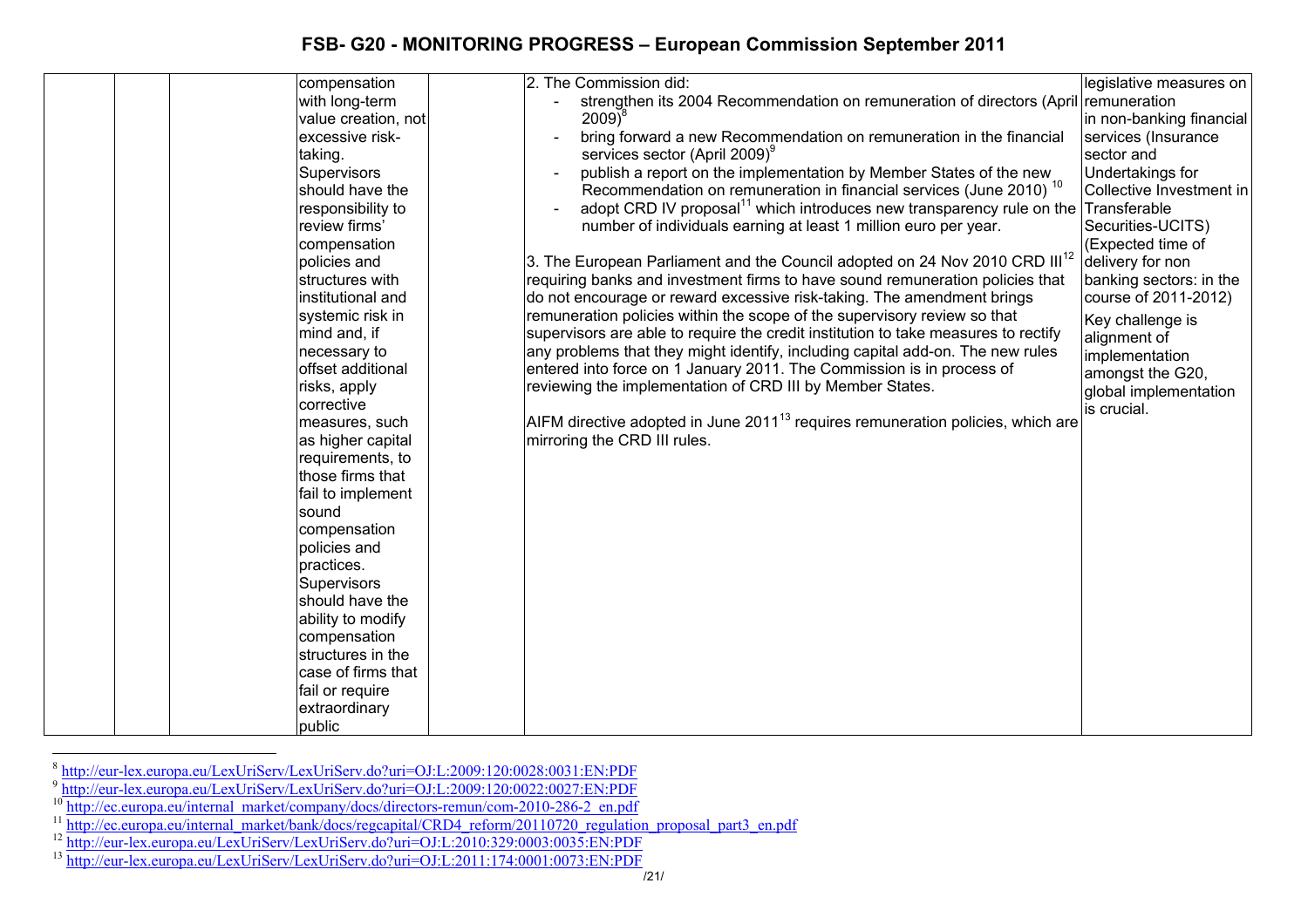| | | | | | | |
|---|---|---|---|---|---|---|
| | | | compensation with long-term value creation, not excessive risk-taking. Supervisors should have the responsibility to review firms' compensation policies and structures with institutional and systemic risk in mind and, if necessary to offset additional risks, apply corrective measures, such as higher capital requirements, to those firms that fail to implement sound compensation policies and practices. Supervisors should have the ability to modify compensation structures in the case of firms that fail or require extraordinary public | | 2. The Commission did:<br>- strengthen its 2004 Recommendation on remuneration of directors (April 2009)[8]<br>- bring forward a new Recommendation on remuneration in the financial services sector (April 2009)[9]<br>- publish a report on the implementation by Member States of the new Recommendation on remuneration in financial services (June 2010) [10]<br>- adopt CRD IV proposal[11] which introduces new transparency rule on the number of individuals earning at least 1 million euro per year.<br><br>3. The European Parliament and the Council adopted on 24 Nov 2010 CRD III[12] requiring banks and investment firms to have sound remuneration policies that do not encourage or reward excessive risk-taking. The amendment brings remuneration policies within the scope of the supervisory review so that supervisors are able to require the credit institution to take measures to rectify any problems that they might identify, including capital add-on. The new rules entered into force on 1 January 2011. The Commission is in process of reviewing the implementation of CRD III by Member States.<br><br>AIFM directive adopted in June 2011[13] requires remuneration policies, which are mirroring the CRD III rules. | legislative measures on remuneration in non-banking financial services (Insurance sector and Undertakings for Collective Investment in Transferable Securities-UCITS) (Expected time of delivery for non banking sectors: in the course of 2011-2012)<br><br>Key challenge is alignment of implementation amongst the G20, global implementation is crucial. |

[8] http://eur-lex.europa.eu/LexUriServ/LexUriServ.do?uri=OJ:L:2009:120:0028:0031:EN:PDF

[9] http://eur-lex.europa.eu/LexUriServ/LexUriServ.do?uri=OJ:L:2009:120:0022:0027:EN:PDF

[10] http://ec.europa.eu/internal_market/company/docs/directors-remun/com-2010-286-2_en.pdf

[11] http://ec.europa.eu/internal_market/bank/docs/regcapital/CRD4_reform/20110720_regulation_proposal_part3_en.pdf

[12] http://eur-lex.europa.eu/LexUriServ/LexUriServ.do?uri=OJ:L:2010:329:0003:0035:EN:PDF

[13] http://eur-lex.europa.eu/LexUriServ/LexUriServ.do?uri=OJ:L:2011:174:0001:0073:EN:PDF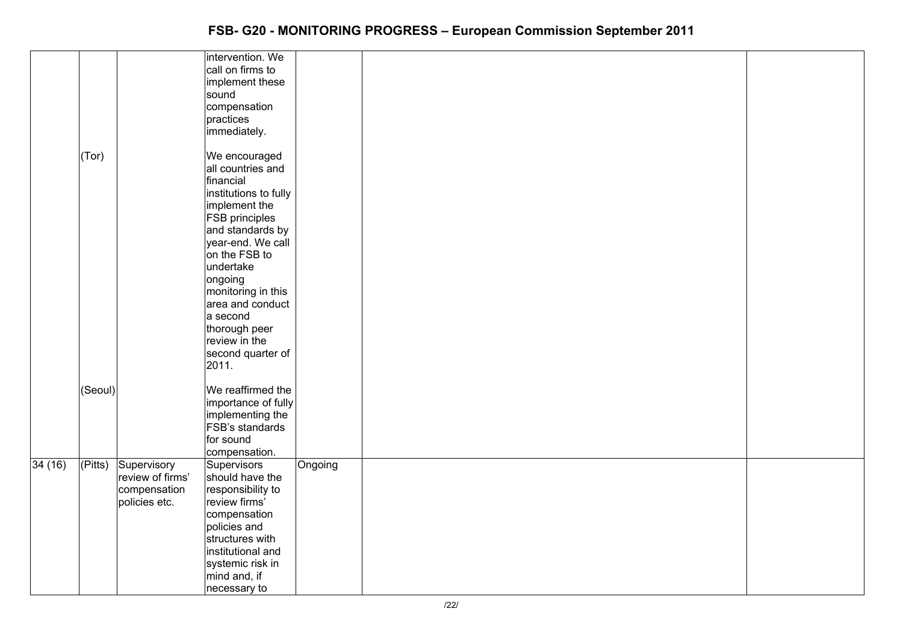# FSB- G20 - MONITORING PROGRESS – European Commission September 2011

| | | | | | | |
|---|---|---|---|---|---|---|
| | | | intervention. We call on firms to implement these sound compensation practices immediately. | | | |
| | (Tor) | | We encouraged all countries and financial institutions to fully implement the FSB principles and standards by year-end. We call on the FSB to undertake ongoing monitoring in this area and conduct a second thorough peer review in the second quarter of 2011. | | | |
| | (Seoul) | | We reaffirmed the importance of fully implementing the FSB's standards for sound compensation. | | | |
| 34 (16) | (Pitts) | Supervisory review of firms' compensation policies etc. | Supervisors should have the responsibility to review firms' compensation policies and structures with institutional and systemic risk in mind and, if necessary to | Ongoing | | |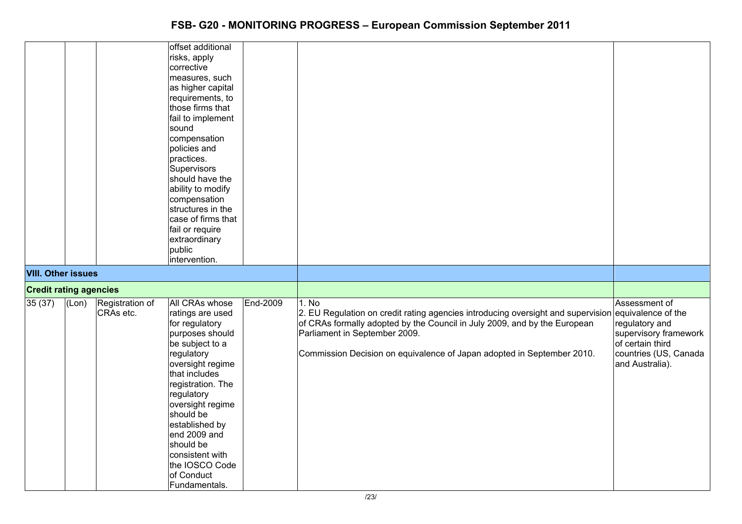| | | | | | | |
|---|---|---|---|---|---|---|
| | | | offset additional risks, apply corrective measures, such as higher capital requirements, to those firms that fail to implement sound compensation policies and practices. Supervisors should have the ability to modify compensation structures in the case of firms that fail or require extraordinary public intervention. | | | |
| **VIII. Other issues** | | | | | | |
| **Credit rating agencies** | | | | | | |
| 35 (37) | (Lon) | Registration of CRAs etc. | All CRAs whose ratings are used for regulatory purposes should be subject to a regulatory oversight regime that includes registration. The regulatory oversight regime should be established by end 2009 and should be consistent with the IOSCO Code of Conduct Fundamentals. | End-2009 | 1. No<br>2. EU Regulation on credit rating agencies introducing oversight and supervision of CRAs formally adopted by the Council in July 2009, and by the European Parliament in September 2009.<br><br>Commission Decision on equivalence of Japan adopted in September 2010. | Assessment of equivalence of the regulatory and supervisory framework of certain third countries (US, Canada and Australia). |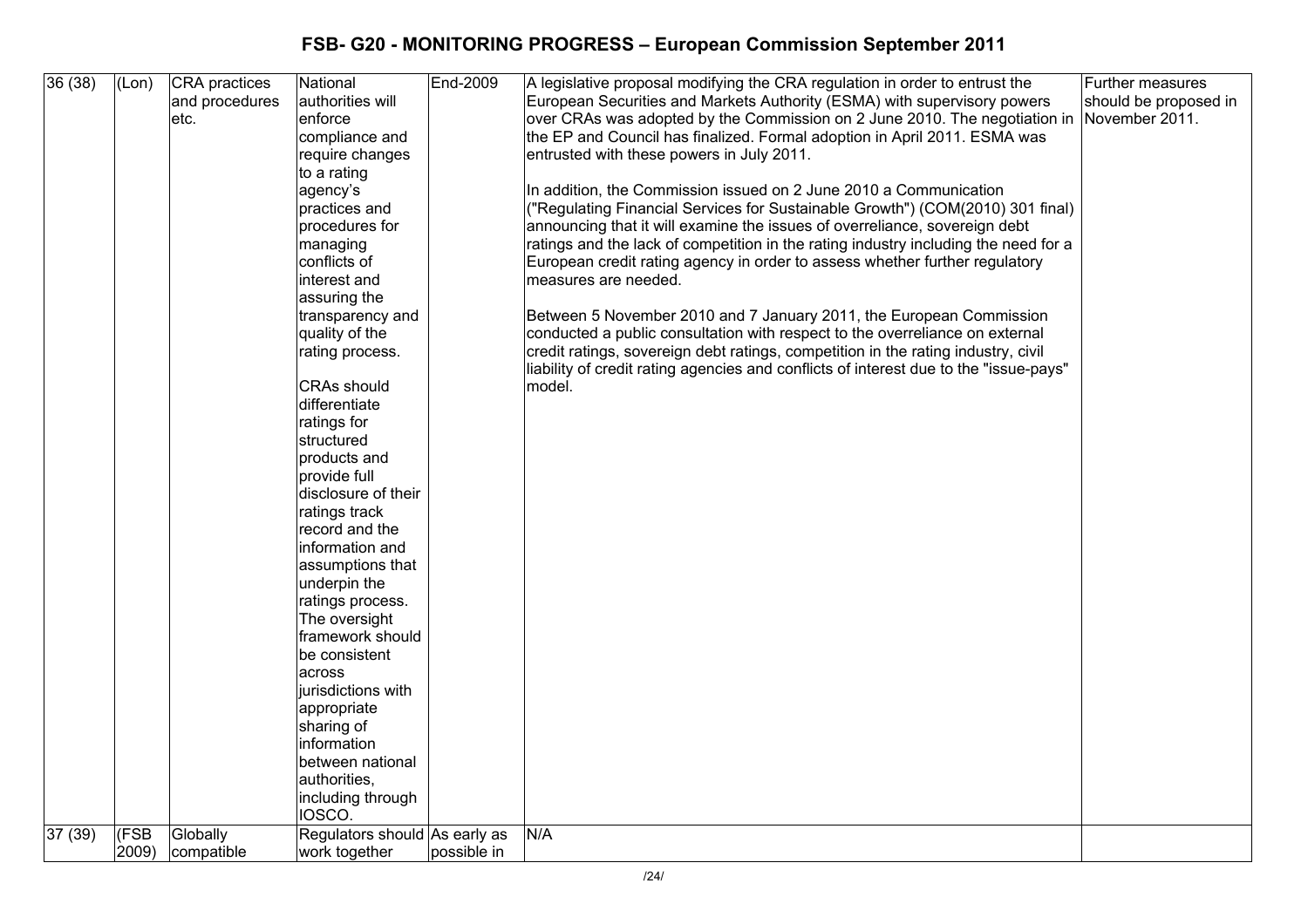# FSB- G20 - MONITORING PROGRESS – European Commission September 2011

| | | | | | | |
|---|---|---|---|---|---|---|
| 36 (38) | (Lon) | CRA practices and procedures etc. | National authorities will enforce compliance and require changes to a rating agency's practices and procedures for managing conflicts of interest and assuring the transparency and quality of the rating process.<br><br>CRAs should differentiate ratings for structured products and provide full disclosure of their ratings track record and the information and assumptions that underpin the ratings process. The oversight framework should be consistent across jurisdictions with appropriate sharing of information between national authorities, including through IOSCO. | End-2009 | A legislative proposal modifying the CRA regulation in order to entrust the European Securities and Markets Authority (ESMA) with supervisory powers over CRAs was adopted by the Commission on 2 June 2010. The negotiation in the EP and Council has finalized. Formal adoption in April 2011. ESMA was entrusted with these powers in July 2011.<br><br>In addition, the Commission issued on 2 June 2010 a Communication ("Regulating Financial Services for Sustainable Growth") (COM(2010) 301 final) announcing that it will examine the issues of overreliance, sovereign debt ratings and the lack of competition in the rating industry including the need for a European credit rating agency in order to assess whether further regulatory measures are needed.<br><br>Between 5 November 2010 and 7 January 2011, the European Commission conducted a public consultation with respect to the overreliance on external credit ratings, sovereign debt ratings, competition in the rating industry, civil liability of credit rating agencies and conflicts of interest due to the "issue-pays" model. | Further measures should be proposed in November 2011. |
| 37 (39) | (FSB 2009) | Globally compatible | Regulators should work together | As early as possible in | N/A | |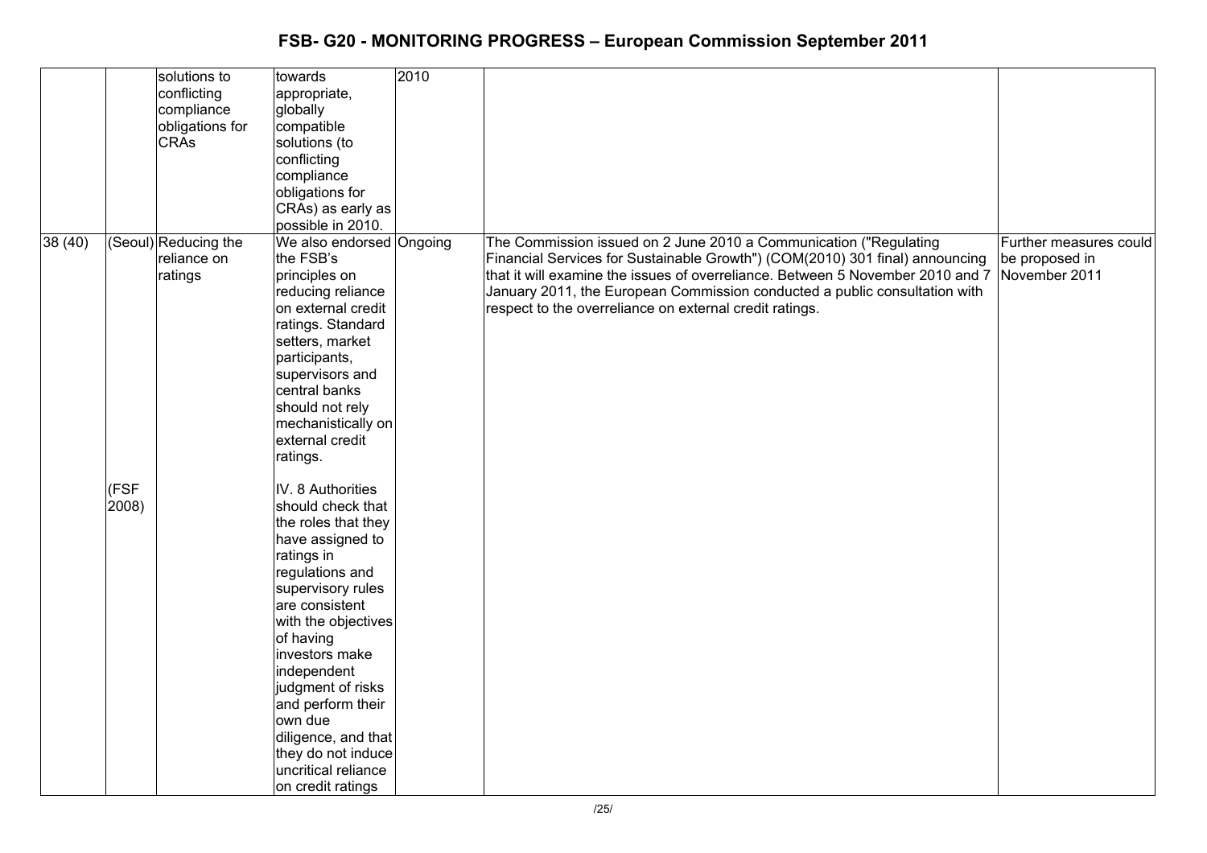# FSB- G20 - MONITORING PROGRESS – European Commission September 2011

| | | | | | | |
|---|---|---|---|---|---|---|
| | | solutions to conflicting compliance obligations for CRAs | towards appropriate, globally compatible solutions (to conflicting compliance obligations for CRAs) as early as possible in 2010. | 2010 | | |
| 38 (40) | (Seoul)<br><br>(FSF 2008) | Reducing the reliance on ratings | We also endorsed the FSB's principles on reducing reliance on external credit ratings. Standard setters, market participants, supervisors and central banks should not rely mechanistically on external credit ratings.<br><br>IV. 8 Authorities should check that the roles that they have assigned to ratings in regulations and supervisory rules are consistent with the objectives of having investors make independent judgment of risks and perform their own due diligence, and that they do not induce uncritical reliance on credit ratings | Ongoing | The Commission issued on 2 June 2010 a Communication ("Regulating Financial Services for Sustainable Growth") (COM(2010) 301 final) announcing that it will examine the issues of overreliance. Between 5 November 2010 and 7 January 2011, the European Commission conducted a public consultation with respect to the overreliance on external credit ratings. | Further measures could be proposed in November 2011 |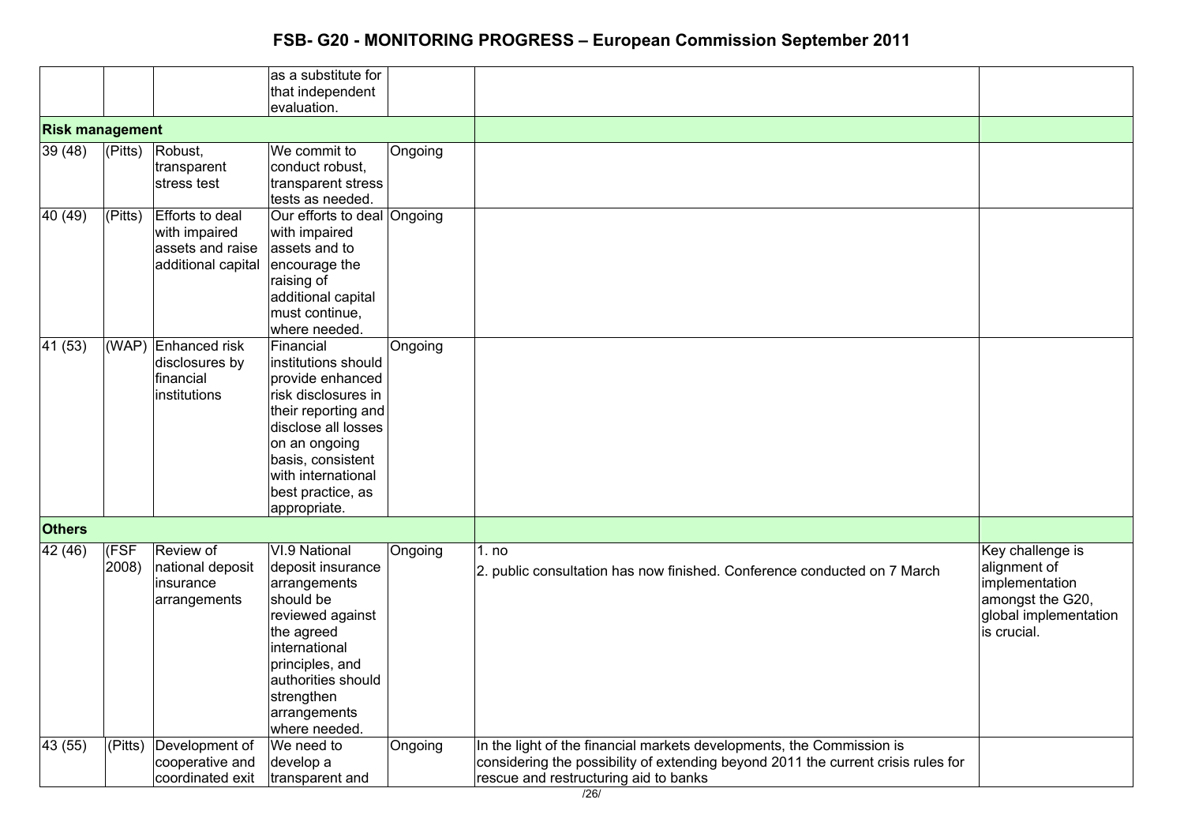# FSB- G20 - MONITORING PROGRESS – European Commission September 2011

| | | | | | | |
|---|---|---|---|---|---|---|
| | | | as a substitute for that independent evaluation. | | | |
| **Risk management** | | | | | | |
| 39 (48) | (Pitts) | Robust, transparent stress test | We commit to conduct robust, transparent stress tests as needed. | Ongoing | | |
| 40 (49) | (Pitts) | Efforts to deal with impaired assets and raise additional capital | Our efforts to deal with impaired assets and to encourage the raising of additional capital must continue, where needed. | Ongoing | | |
| 41 (53) | (WAP) | Enhanced risk disclosures by financial institutions | Financial institutions should provide enhanced risk disclosures in their reporting and disclose all losses on an ongoing basis, consistent with international best practice, as appropriate. | Ongoing | | |
| **Others** | | | | | | |
| 42 (46) | (FSF 2008) | Review of national deposit insurance arrangements | VI.9 National deposit insurance arrangements should be reviewed against the agreed international principles, and authorities should strengthen arrangements where needed. | Ongoing | 1. no<br>2. public consultation has now finished. Conference conducted on 7 March | Key challenge is alignment of implementation amongst the G20, global implementation is crucial. |
| 43 (55) | (Pitts) | Development of cooperative and coordinated exit | We need to develop a transparent and | Ongoing | In the light of the financial markets developments, the Commission is considering the possibility of extending beyond 2011 the current crisis rules for rescue and restructuring aid to banks | |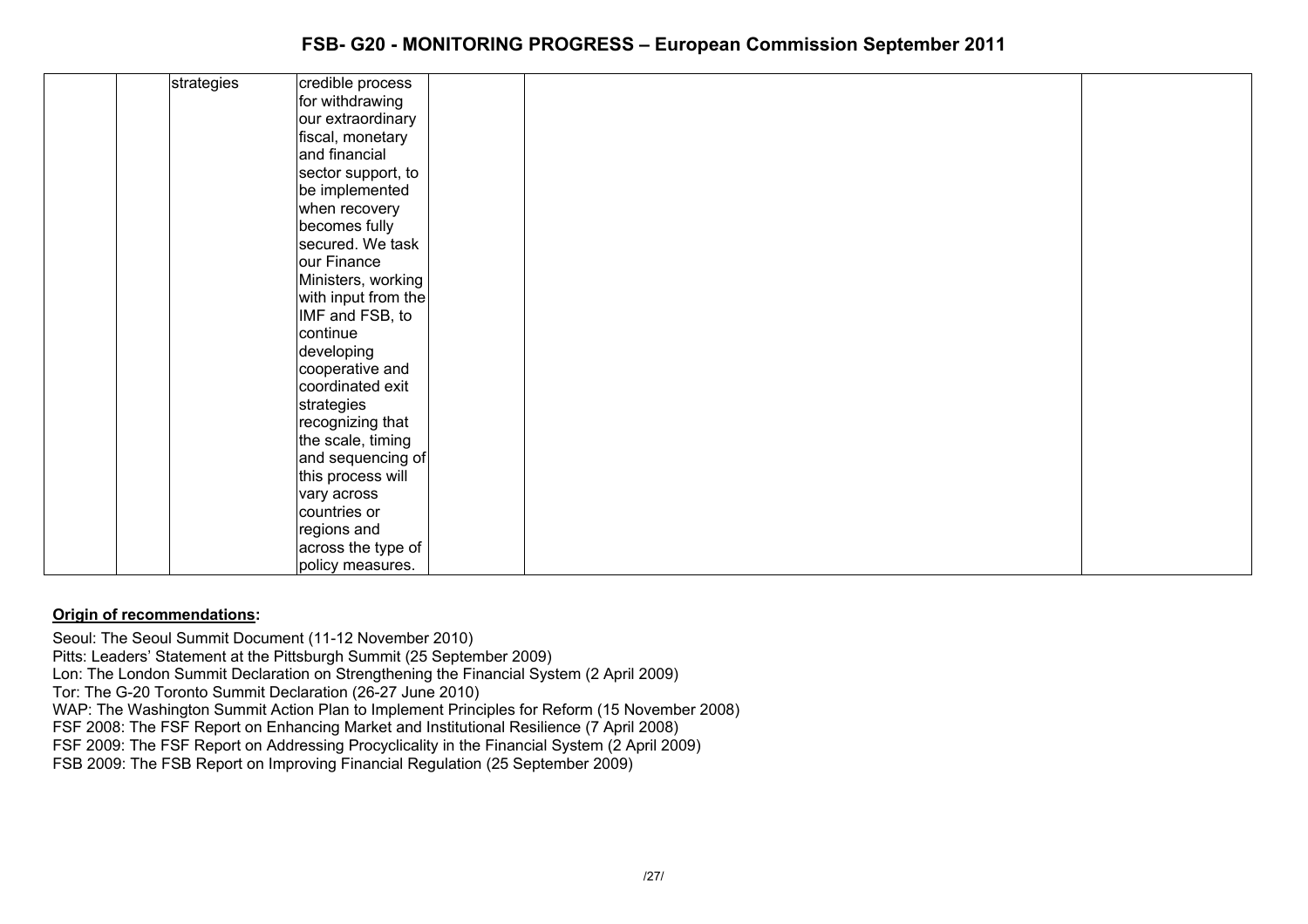| | | | | | | |
|---|---|---|---|---|---|---|
| | | strategies | credible process for withdrawing our extraordinary fiscal, monetary and financial sector support, to be implemented when recovery becomes fully secured. We task our Finance Ministers, working with input from the IMF and FSB, to continue developing cooperative and coordinated exit strategies recognizing that the scale, timing and sequencing of this process will vary across countries or regions and across the type of policy measures. | | | |

**Origin of recommendations:**

Seoul: The Seoul Summit Document (11-12 November 2010)
Pitts: Leaders' Statement at the Pittsburgh Summit (25 September 2009)
Lon: The London Summit Declaration on Strengthening the Financial System (2 April 2009)
Tor: The G-20 Toronto Summit Declaration (26-27 June 2010)
WAP: The Washington Summit Action Plan to Implement Principles for Reform (15 November 2008)
FSF 2008: The FSF Report on Enhancing Market and Institutional Resilience (7 April 2008)
FSF 2009: The FSF Report on Addressing Procyclicality in the Financial System (2 April 2009)
FSB 2009: The FSB Report on Improving Financial Regulation (25 September 2009)